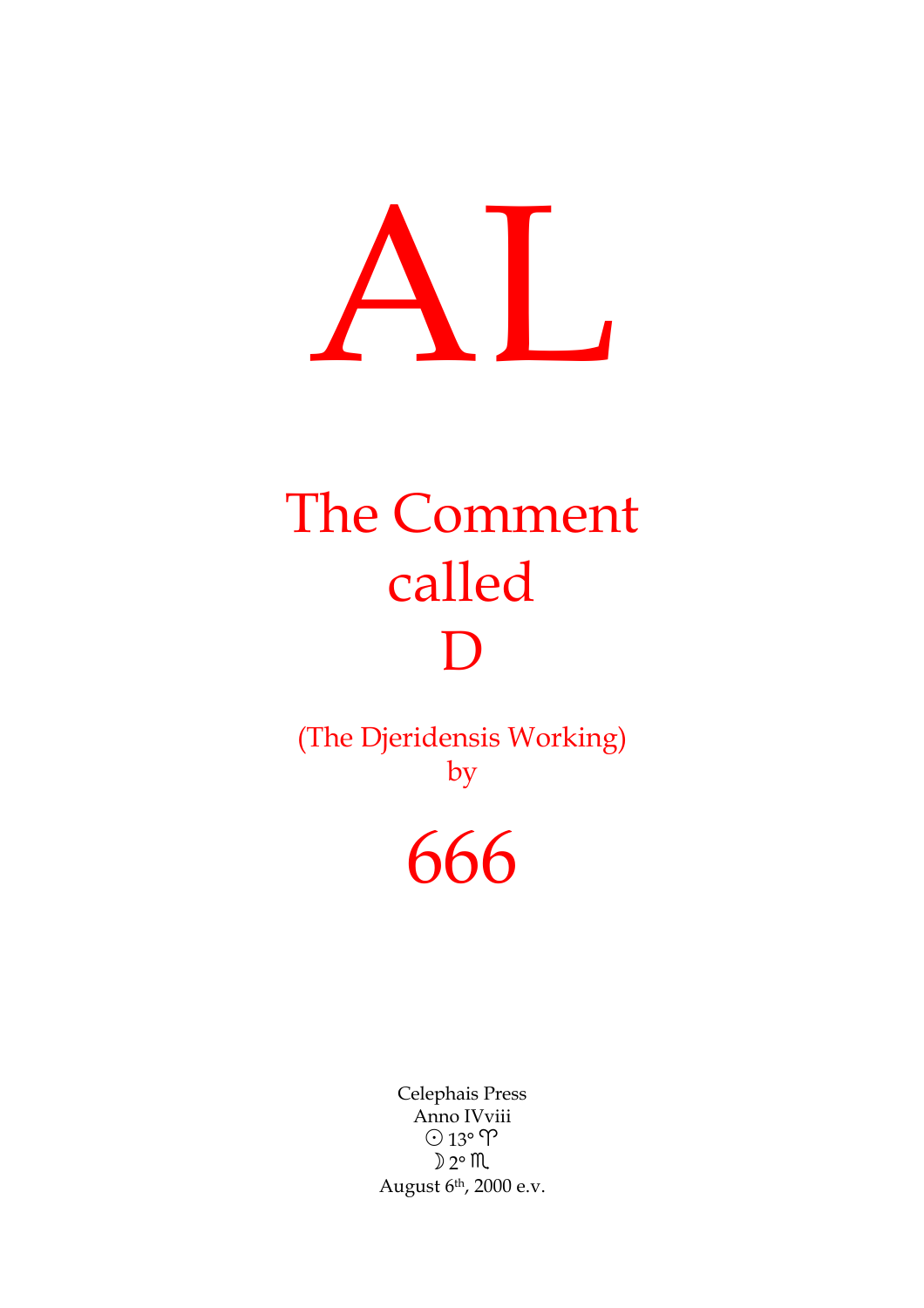# AL

## The Comment called D

(The Djeridensis Working)
by

# 666

Celephais Press
Anno IVviii
☉ 13° ♈
☽ 2° ♏
August 6th, 2000 e.v.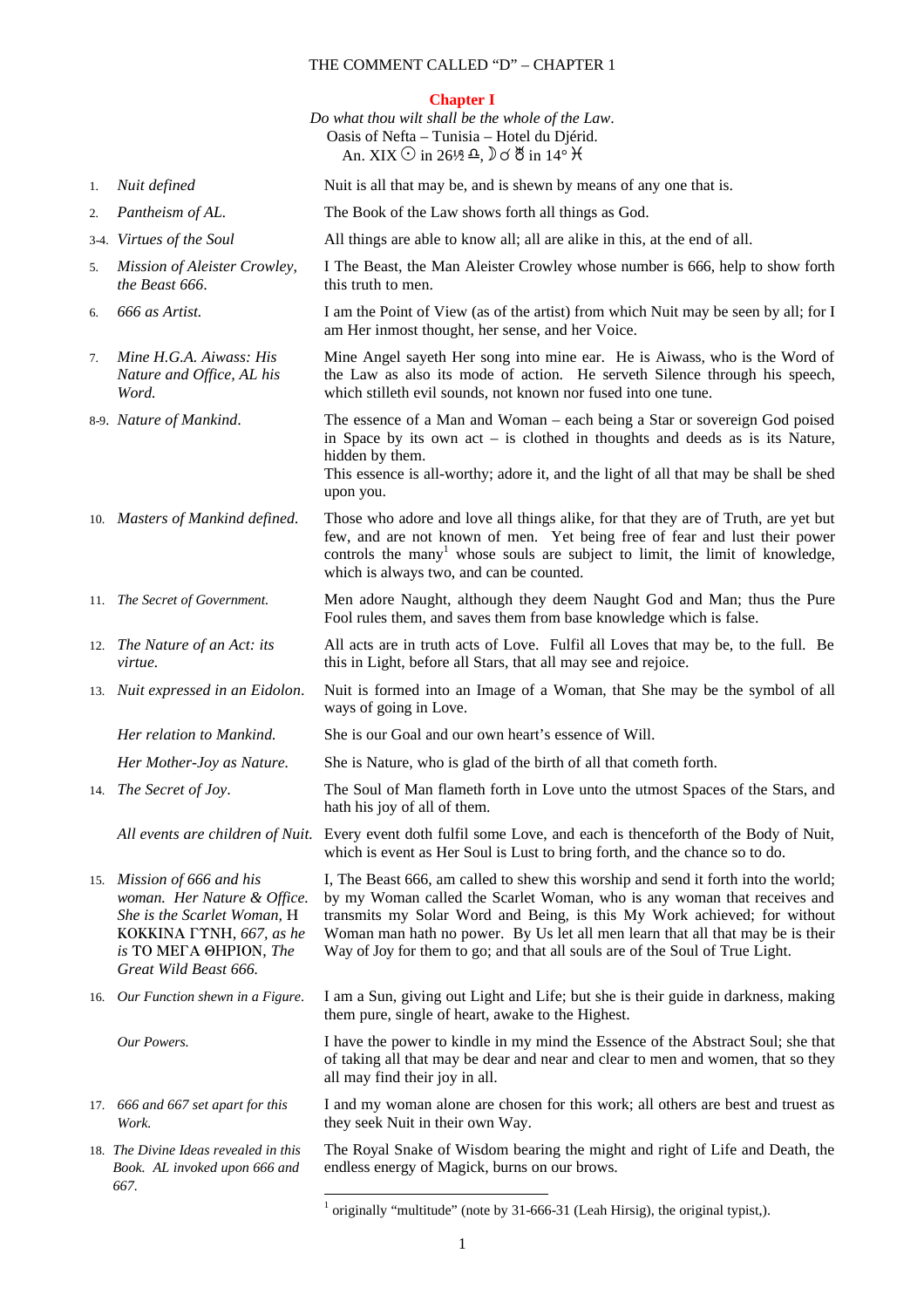## Chapter I

*Do what thou wilt shall be the whole of the Law.*
Oasis of Nefta – Tunisia – Hotel du Djérid.
An. XIX ☉ in 26½ ♎, ☽ ☌ ♉ in 14° ♓

| | | |
|---|---|---|
| 1. | *Nuit defined* | Nuit is all that may be, and is shewn by means of any one that is. |
| 2. | *Pantheism of AL.* | The Book of the Law shows forth all things as God. |
| 3-4. | *Virtues of the Soul* | All things are able to know all; all are alike in this, at the end of all. |
| 5. | *Mission of Aleister Crowley, the Beast 666.* | I The Beast, the Man Aleister Crowley whose number is 666, help to show forth this truth to men. |
| 6. | *666 as Artist.* | I am the Point of View (as of the artist) from which Nuit may be seen by all; for I am Her inmost thought, her sense, and her Voice. |
| 7. | *Mine H.G.A. Aiwass: His Nature and Office, AL his Word.* | Mine Angel sayeth Her song into mine ear. He is Aiwass, who is the Word of the Law as also its mode of action. He serveth Silence through his speech, which stilleth evil sounds, not known nor fused into one tune. |
| 8-9. | *Nature of Mankind.* | The essence of a Man and Woman – each being a Star or sovereign God poised in Space by its own act – is clothed in thoughts and deeds as is its Nature, hidden by them. This essence is all-worthy; adore it, and the light of all that may be shall be shed upon you. |
| 10. | *Masters of Mankind defined.* | Those who adore and love all things alike, for that they are of Truth, are yet but few, and are not known of men. Yet being free of fear and lust their power controls the many[1] whose souls are subject to limit, the limit of knowledge, which is always two, and can be counted. |
| 11. | *The Secret of Government.* | Men adore Naught, although they deem Naught God and Man; thus the Pure Fool rules them, and saves them from base knowledge which is false. |
| 12. | *The Nature of an Act: its virtue.* | All acts are in truth acts of Love. Fulfil all Loves that may be, to the full. Be this in Light, before all Stars, that all may see and rejoice. |
| 13. | *Nuit expressed in an Eidolon.* | Nuit is formed into an Image of a Woman, that She may be the symbol of all ways of going in Love. |
| | *Her relation to Mankind.* | She is our Goal and our own heart's essence of Will. |
| | *Her Mother-Joy as Nature.* | She is Nature, who is glad of the birth of all that cometh forth. |
| 14. | *The Secret of Joy.* | The Soul of Man flameth forth in Love unto the utmost Spaces of the Stars, and hath his joy of all of them. |
| | *All events are children of Nuit.* | Every event doth fulfil some Love, and each is thenceforth of the Body of Nuit, which is event as Her Soul is Lust to bring forth, and the chance so to do. |
| 15. | *Mission of 666 and his woman. Her Nature & Office. She is the Scarlet Woman,* Η ΚΟΚΚΙΝΑ ΓΥΝΗ, *667, as he is* ΤΟ ΜΕΓΑ ΘΗΡΙΟΝ, *The Great Wild Beast 666.* | I, The Beast 666, am called to shew this worship and send it forth into the world; by my Woman called the Scarlet Woman, who is any woman that receives and transmits my Solar Word and Being, is this My Work achieved; for without Woman man hath no power. By Us let all men learn that all that may be is their Way of Joy for them to go; and that all souls are of the Soul of True Light. |
| 16. | *Our Function shewn in a Figure.* | I am a Sun, giving out Light and Life; but she is their guide in darkness, making them pure, single of heart, awake to the Highest. |
| | *Our Powers.* | I have the power to kindle in my mind the Essence of the Abstract Soul; she that of taking all that may be dear and near and clear to men and women, that so they all may find their joy in all. |
| 17. | *666 and 667 set apart for this Work.* | I and my woman alone are chosen for this work; all others are best and truest as they seek Nuit in their own Way. |
| 18. | *The Divine Ideas revealed in this Book. AL invoked upon 666 and 667.* | The Royal Snake of Wisdom bearing the might and right of Life and Death, the endless energy of Magick, burns on our brows. |

[1] originally "multitude" (note by 31-666-31 (Leah Hirsig), the original typist,).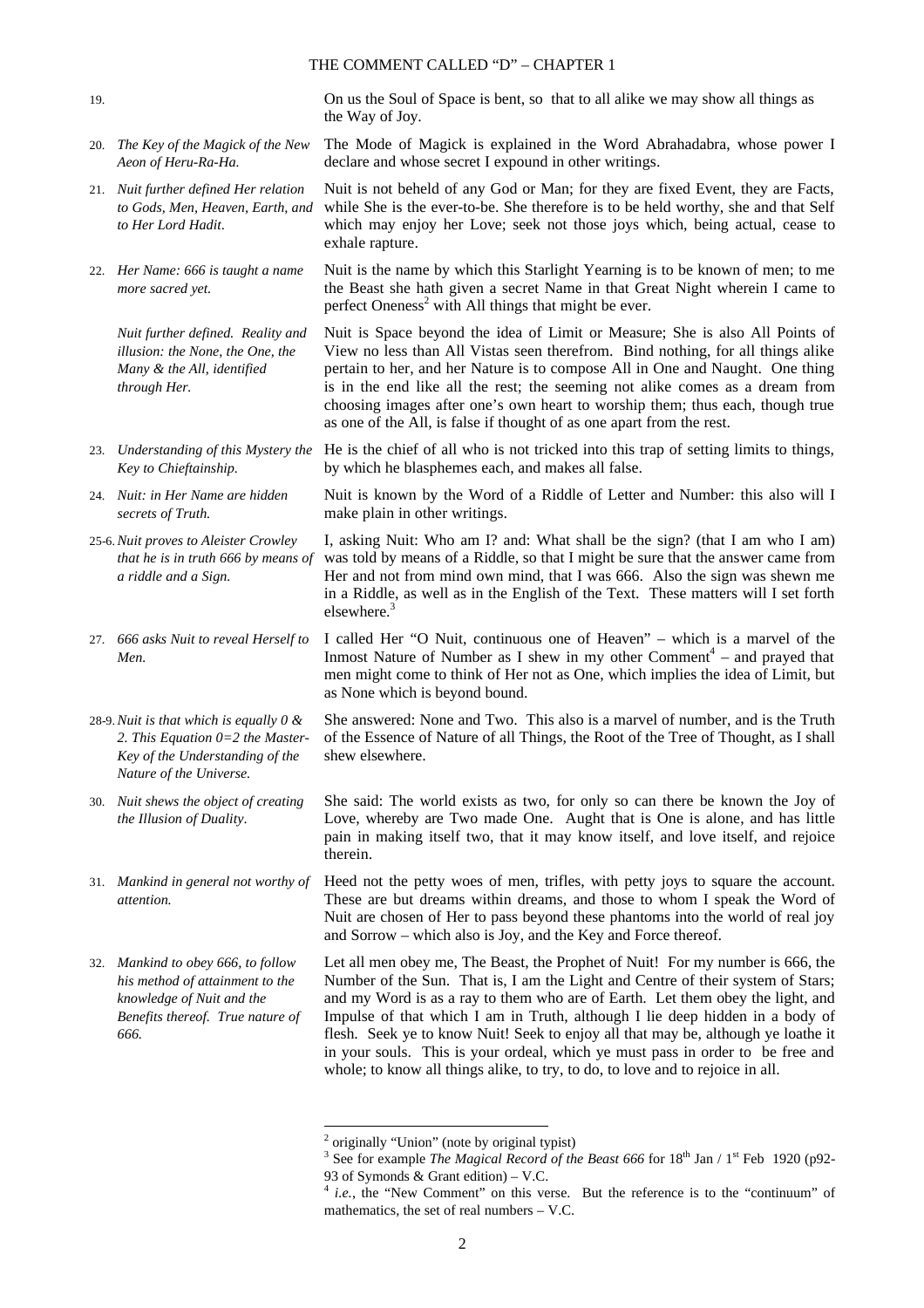| | | |
|---|---|---|
| 19. | | On us the Soul of Space is bent, so that to all alike we may show all things as the Way of Joy. |
| 20. | *The Key of the Magick of the New Aeon of Heru-Ra-Ha.* | The Mode of Magick is explained in the Word Abrahadabra, whose power I declare and whose secret I expound in other writings. |
| 21. | *Nuit further defined Her relation to Gods, Men, Heaven, Earth, and to Her Lord Hadit.* | Nuit is not beheld of any God or Man; for they are fixed Event, they are Facts, while She is the ever-to-be. She therefore is to be held worthy, she and that Self which may enjoy her Love; seek not those joys which, being actual, cease to exhale rapture. |
| 22. | *Her Name: 666 is taught a name more sacred yet.* | Nuit is the name by which this Starlight Yearning is to be known of men; to me the Beast she hath given a secret Name in that Great Night wherein I came to perfect Oneness[2] with All things that might be ever. |
| | *Nuit further defined. Reality and illusion: the None, the One, the Many & the All, identified through Her.* | Nuit is Space beyond the idea of Limit or Measure; She is also All Points of View no less than All Vistas seen therefrom. Bind nothing, for all things alike pertain to her, and her Nature is to compose All in One and Naught. One thing is in the end like all the rest; the seeming not alike comes as a dream from choosing images after one's own heart to worship them; thus each, though true as one of the All, is false if thought of as one apart from the rest. |
| 23. | *Understanding of this Mystery the Key to Chieftainship.* | He is the chief of all who is not tricked into this trap of setting limits to things, by which he blasphemes each, and makes all false. |
| 24. | *Nuit: in Her Name are hidden secrets of Truth.* | Nuit is known by the Word of a Riddle of Letter and Number: this also will I make plain in other writings. |
| 25-6. | *Nuit proves to Aleister Crowley that he is in truth 666 by means of a riddle and a Sign.* | I, asking Nuit: Who am I? and: What shall be the sign? (that I am who I am) was told by means of a Riddle, so that I might be sure that the answer came from Her and not from mind own mind, that I was 666. Also the sign was shewn me in a Riddle, as well as in the English of the Text. These matters will I set forth elsewhere.[3] |
| 27. | *666 asks Nuit to reveal Herself to Men.* | I called Her "O Nuit, continuous one of Heaven" – which is a marvel of the Inmost Nature of Number as I shew in my other Comment[4] – and prayed that men might come to think of Her not as One, which implies the idea of Limit, but as None which is beyond bound. |
| 28-9. | *Nuit is that which is equally 0 & 2. This Equation 0=2 the Master-Key of the Understanding of the Nature of the Universe.* | She answered: None and Two. This also is a marvel of number, and is the Truth of the Essence of Nature of all Things, the Root of the Tree of Thought, as I shall shew elsewhere. |
| 30. | *Nuit shews the object of creating the Illusion of Duality.* | She said: The world exists as two, for only so can there be known the Joy of Love, whereby are Two made One. Aught that is One is alone, and has little pain in making itself two, that it may know itself, and love itself, and rejoice therein. |
| 31. | *Mankind in general not worthy of attention.* | Heed not the petty woes of men, trifles, with petty joys to square the account. These are but dreams within dreams, and those to whom I speak the Word of Nuit are chosen of Her to pass beyond these phantoms into the world of real joy and Sorrow – which also is Joy, and the Key and Force thereof. |
| 32. | *Mankind to obey 666, to follow his method of attainment to the knowledge of Nuit and the Benefits thereof. True nature of 666.* | Let all men obey me, The Beast, the Prophet of Nuit! For my number is 666, the Number of the Sun. That is, I am the Light and Centre of their system of Stars; and my Word is as a ray to them who are of Earth. Let them obey the light, and Impulse of that which I am in Truth, although I lie deep hidden in a body of flesh. Seek ye to know Nuit! Seek to enjoy all that may be, although ye loathe it in your souls. This is your ordeal, which ye must pass in order to be free and whole; to know all things alike, to try, to do, to love and to rejoice in all. |

---

[2] originally "Union" (note by original typist)

[3] See for example *The Magical Record of the Beast 666* for 18th Jan / 1st Feb 1920 (p92-93 of Symonds & Grant edition) – V.C.

[4] *i.e.*, the "New Comment" on this verse. But the reference is to the "continuum" of mathematics, the set of real numbers – V.C.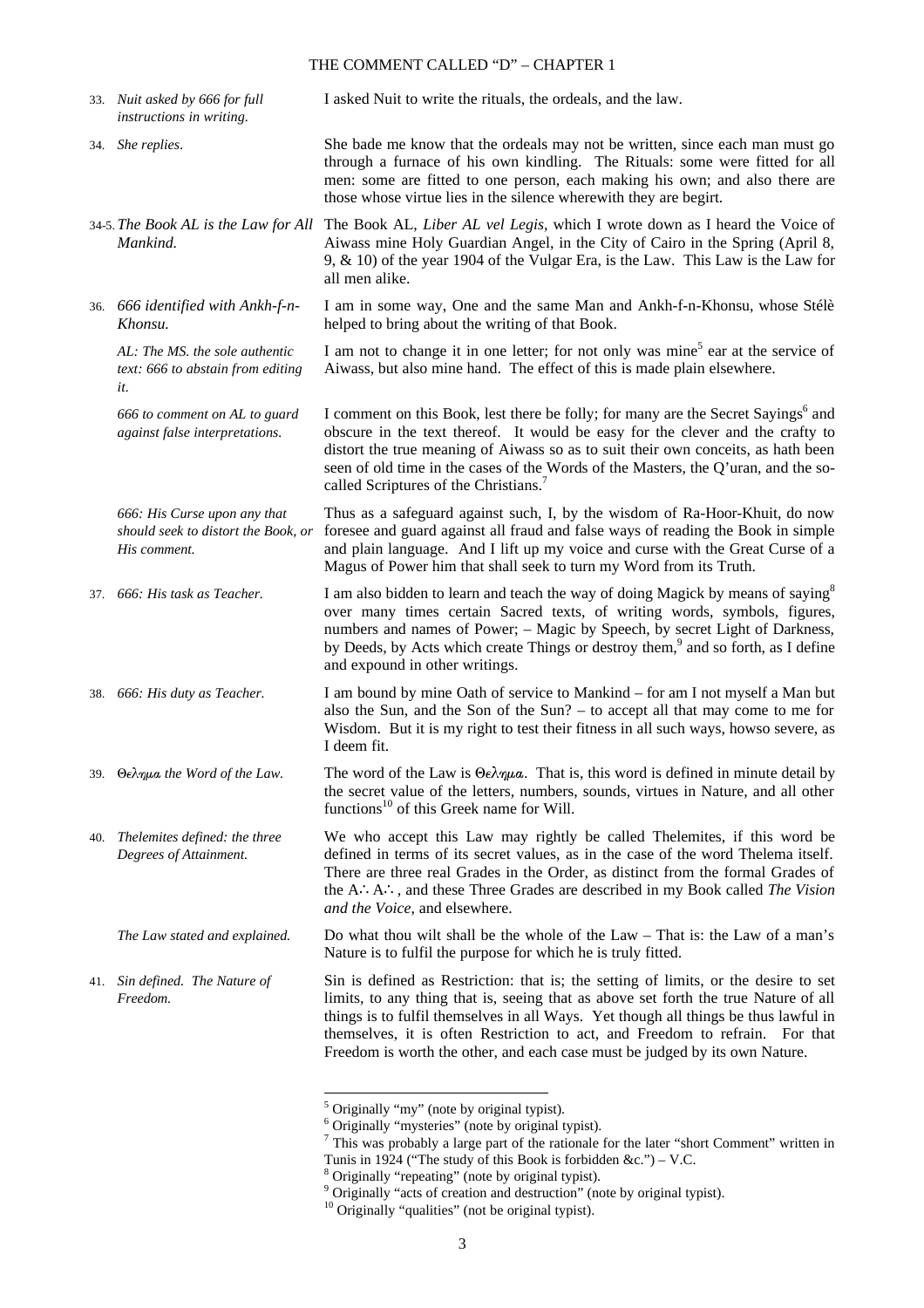33. *Nuit asked by 666 for full instructions in writing.*

I asked Nuit to write the rituals, the ordeals, and the law.

34. *She replies.*

She bade me know that the ordeals may not be written, since each man must go through a furnace of his own kindling. The Rituals: some were fitted for all men: some are fitted to one person, each making his own; and also there are those whose virtue lies in the silence wherewith they are begirt.

34-5. *The Book AL is the Law for All Mankind.*

The Book AL, *Liber AL vel Legis*, which I wrote down as I heard the Voice of Aiwass mine Holy Guardian Angel, in the City of Cairo in the Spring (April 8, 9, & 10) of the year 1904 of the Vulgar Era, is the Law. This Law is the Law for all men alike.

36. *666 identified with Ankh-f-n-Khonsu.*

I am in some way, One and the same Man and Ankh-f-n-Khonsu, whose Stélè helped to bring about the writing of that Book.

*AL: The MS. the sole authentic text: 666 to abstain from editing it.*

I am not to change it in one letter; for not only was mine[5] ear at the service of Aiwass, but also mine hand. The effect of this is made plain elsewhere.

*666 to comment on AL to guard against false interpretations.*

I comment on this Book, lest there be folly; for many are the Secret Sayings[6] and obscure in the text thereof. It would be easy for the clever and the crafty to distort the true meaning of Aiwass so as to suit their own conceits, as hath been seen of old time in the cases of the Words of the Masters, the Q'uran, and the so-called Scriptures of the Christians.[7]

*666: His Curse upon any that should seek to distort the Book, or His comment.*

Thus as a safeguard against such, I, by the wisdom of Ra-Hoor-Khuit, do now foresee and guard against all fraud and false ways of reading the Book in simple and plain language. And I lift up my voice and curse with the Great Curse of a Magus of Power him that shall seek to turn my Word from its Truth.

37. *666: His task as Teacher.*

I am also bidden to learn and teach the way of doing Magick by means of saying[8] over many times certain Sacred texts, of writing words, symbols, figures, numbers and names of Power; – Magic by Speech, by secret Light of Darkness, by Deeds, by Acts which create Things or destroy them,[9] and so forth, as I define and expound in other writings.

38. *666: His duty as Teacher.*

I am bound by mine Oath of service to Mankind – for am I not myself a Man but also the Sun, and the Son of the Sun? – to accept all that may come to me for Wisdom. But it is my right to test their fitness in all such ways, howso severe, as I deem fit.

39. *Θελημα the Word of the Law.*

The word of the Law is Θελημα. That is, this word is defined in minute detail by the secret value of the letters, numbers, sounds, virtues in Nature, and all other functions[10] of this Greek name for Will.

40. *Thelemites defined: the three Degrees of Attainment.*

We who accept this Law may rightly be called Thelemites, if this word be defined in terms of its secret values, as in the case of the word Thelema itself. There are three real Grades in the Order, as distinct from the formal Grades of the A∴ A∴, and these Three Grades are described in my Book called *The Vision and the Voice*, and elsewhere.

*The Law stated and explained.*

Do what thou wilt shall be the whole of the Law – That is: the Law of a man's Nature is to fulfil the purpose for which he is truly fitted.

41. *Sin defined. The Nature of Freedom.*

Sin is defined as Restriction: that is; the setting of limits, or the desire to set limits, to any thing that is, seeing that as above set forth the true Nature of all things is to fulfil themselves in all Ways. Yet though all things be thus lawful in themselves, it is often Restriction to act, and Freedom to refrain. For that Freedom is worth the other, and each case must be judged by its own Nature.

---

[5] Originally "my" (note by original typist).

[6] Originally "mysteries" (note by original typist).

[7] This was probably a large part of the rationale for the later "short Comment" written in Tunis in 1924 ("The study of this Book is forbidden &c.") – V.C.

[8] Originally "repeating" (note by original typist).

[9] Originally "acts of creation and destruction" (note by original typist).

[10] Originally "qualities" (not be original typist).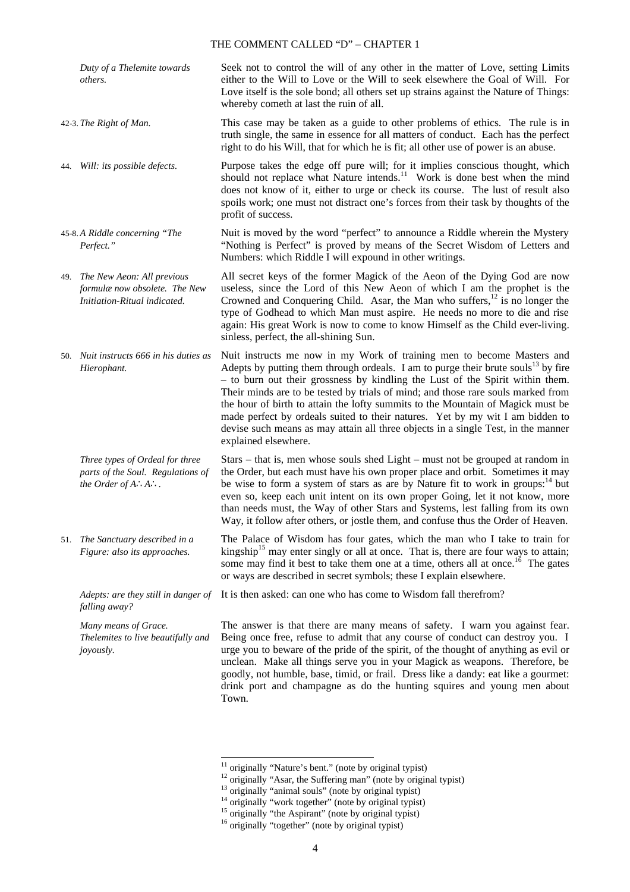| | |
|---|---|
| *Duty of a Thelemite towards others.* | Seek not to control the will of any other in the matter of Love, setting Limits either to the Will to Love or the Will to seek elsewhere the Goal of Will. For Love itself is the sole bond; all others set up strains against the Nature of Things: whereby cometh at last the ruin of all. |
| 42-3. *The Right of Man.* | This case may be taken as a guide to other problems of ethics. The rule is in truth single, the same in essence for all matters of conduct. Each has the perfect right to do his Will, that for which he is fit; all other use of power is an abuse. |
| 44. *Will: its possible defects.* | Purpose takes the edge off pure will; for it implies conscious thought, which should not replace what Nature intends.[11] Work is done best when the mind does not know of it, either to urge or check its course. The lust of result also spoils work; one must not distract one's forces from their task by thoughts of the profit of success. |
| 45-8. *A Riddle concerning "The Perfect."* | Nuit is moved by the word "perfect" to announce a Riddle wherein the Mystery "Nothing is Perfect" is proved by means of the Secret Wisdom of Letters and Numbers: which Riddle I will expound in other writings. |
| 49. *The New Aeon: All previous formulæ now obsolete. The New Initiation-Ritual indicated.* | All secret keys of the former Magick of the Aeon of the Dying God are now useless, since the Lord of this New Aeon of which I am the prophet is the Crowned and Conquering Child. Asar, the Man who suffers,[12] is no longer the type of Godhead to which Man must aspire. He needs no more to die and rise again: His great Work is now to come to know Himself as the Child ever-living. sinless, perfect, the all-shining Sun. |
| 50. *Nuit instructs 666 in his duties as Hierophant.* | Nuit instructs me now in my Work of training men to become Masters and Adepts by putting them through ordeals. I am to purge their brute souls[13] by fire – to burn out their grossness by kindling the Lust of the Spirit within them. Their minds are to be tested by trials of mind; and those rare souls marked from the hour of birth to attain the lofty summits to the Mountain of Magick must be made perfect by ordeals suited to their natures. Yet by my wit I am bidden to devise such means as may attain all three objects in a single Test, in the manner explained elsewhere. |
| *Three types of Ordeal for three parts of the Soul. Regulations of the Order of A∴A∴.* | Stars – that is, men whose souls shed Light – must not be grouped at random in the Order, but each must have his own proper place and orbit. Sometimes it may be wise to form a system of stars as are by Nature fit to work in groups:[14] but even so, keep each unit intent on its own proper Going, let it not know, more than needs must, the Way of other Stars and Systems, lest falling from its own Way, it follow after others, or jostle them, and confuse thus the Order of Heaven. |
| 51. *The Sanctuary described in a Figure: also its approaches.* | The Palace of Wisdom has four gates, which the man who I take to train for kingship[15] may enter singly or all at once. That is, there are four ways to attain; some may find it best to take them one at a time, others all at once.[16] The gates or ways are described in secret symbols; these I explain elsewhere. |
| *Adepts: are they still in danger of falling away?* | It is then asked: can one who has come to Wisdom fall therefrom? |
| *Many means of Grace. Thelemites to live beautifully and joyously.* | The answer is that there are many means of safety. I warn you against fear. Being once free, refuse to admit that any course of conduct can destroy you. I urge you to beware of the pride of the spirit, of the thought of anything as evil or unclean. Make all things serve you in your Magick as weapons. Therefore, be goodly, not humble, base, timid, or frail. Dress like a dandy: eat like a gourmet: drink port and champagne as do the hunting squires and young men about Town. |

[11] originally "Nature's bent." (note by original typist)
[12] originally "Asar, the Suffering man" (note by original typist)
[13] originally "animal souls" (note by original typist)
[14] originally "work together" (note by original typist)
[15] originally "the Aspirant" (note by original typist)
[16] originally "together" (note by original typist)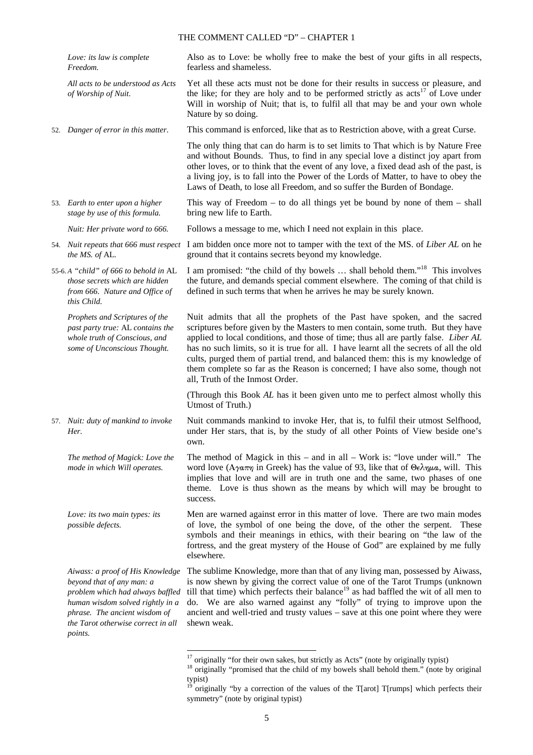*Love: its law is complete Freedom.*

Also as to Love: be wholly free to make the best of your gifts in all respects, fearless and shameless.

*All acts to be understood as Acts of Worship of Nuit.*

Yet all these acts must not be done for their results in success or pleasure, and the like; for they are holy and to be performed strictly as acts[17] of Love under Will in worship of Nuit; that is, to fulfil all that may be and your own whole Nature by so doing.

52. *Danger of error in this matter.*

This command is enforced, like that as to Restriction above, with a great Curse.

The only thing that can do harm is to set limits to That which is by Nature Free and without Bounds. Thus, to find in any special love a distinct joy apart from other loves, or to think that the event of any love, a fixed dead ash of the past, is a living joy, is to fall into the Power of the Lords of Matter, to have to obey the Laws of Death, to lose all Freedom, and so suffer the Burden of Bondage.

53. *Earth to enter upon a higher stage by use of this formula.*

This way of Freedom – to do all things yet be bound by none of them – shall bring new life to Earth.

*Nuit: Her private word to 666.*

Follows a message to me, which I need not explain in this place.

54. *Nuit repeats that 666 must respect the MS. of* AL.

I am bidden once more not to tamper with the text of the MS. of *Liber AL* on he ground that it contains secrets beyond my knowledge.

55-6. *A "child" of 666 to behold in* AL *those secrets which are hidden from 666. Nature and Office of this Child.*

I am promised: "the child of thy bowels … shall behold them."[18] This involves the future, and demands special comment elsewhere. The coming of that child is defined in such terms that when he arrives he may be surely known.

*Prophets and Scriptures of the past party true:* AL *contains the whole truth of Conscious, and some of Unconscious Thought.*

Nuit admits that all the prophets of the Past have spoken, and the sacred scriptures before given by the Masters to men contain, some truth. But they have applied to local conditions, and those of time; thus all are partly false. *Liber AL* has no such limits, so it is true for all. I have learnt all the secrets of all the old cults, purged them of partial trend, and balanced them: this is my knowledge of them complete so far as the Reason is concerned; I have also some, though not all, Truth of the Inmost Order.

(Through this Book *AL* has it been given unto me to perfect almost wholly this Utmost of Truth.)

57. *Nuit: duty of mankind to invoke Her.*

Nuit commands mankind to invoke Her, that is, to fulfil their utmost Selfhood, under Her stars, that is, by the study of all other Points of View beside one's own.

*The method of Magick: Love the mode in which Will operates.*

The method of Magick in this – and in all – Work is: "love under will." The word love (Αγαπη in Greek) has the value of 93, like that of Θελημα, will. This implies that love and will are in truth one and the same, two phases of one theme. Love is thus shown as the means by which will may be brought to success.

*Love: its two main types: its possible defects.*

Men are warned against error in this matter of love. There are two main modes of love, the symbol of one being the dove, of the other the serpent. These symbols and their meanings in ethics, with their bearing on "the law of the fortress, and the great mystery of the House of God" are explained by me fully elsewhere.

*Aiwass: a proof of His Knowledge beyond that of any man: a problem which had always baffled human wisdom solved rightly in a phrase. The ancient wisdom of the Tarot otherwise correct in all points.*

The sublime Knowledge, more than that of any living man, possessed by Aiwass, is now shewn by giving the correct value of one of the Tarot Trumps (unknown till that time) which perfects their balance[19] as had baffled the wit of all men to do. We are also warned against any "folly" of trying to improve upon the ancient and well-tried and trusty values – save at this one point where they were shewn weak.

---

[17] originally "for their own sakes, but strictly as Acts" (note by originally typist)

[18] originally "promised that the child of my bowels shall behold them." (note by original typist)

[19] originally "by a correction of the values of the T[arot] T[rumps] which perfects their symmetry" (note by original typist)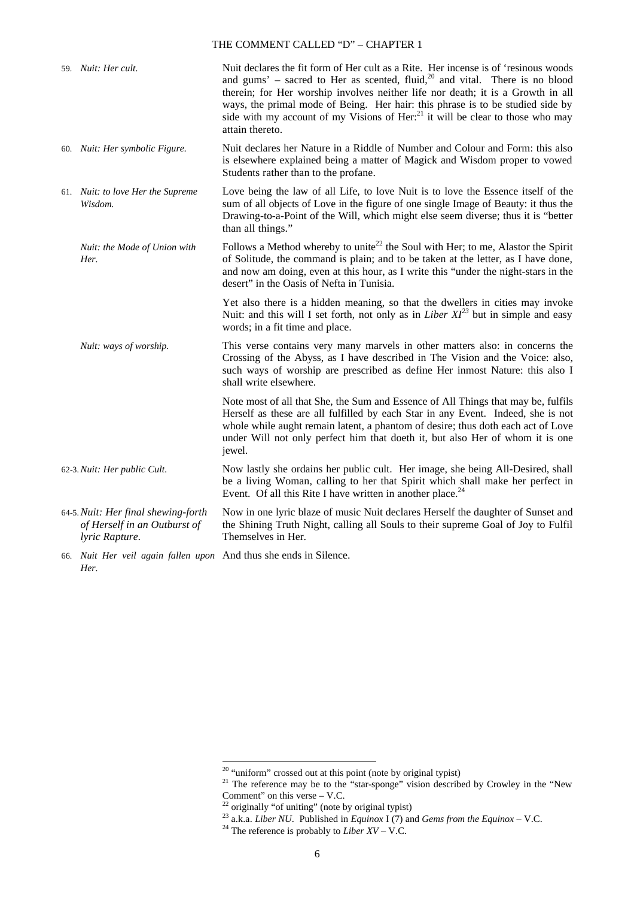| | | |
|---|---|---|
| 59. | *Nuit: Her cult.* | Nuit declares the fit form of Her cult as a Rite. Her incense is of 'resinous woods and gums' – sacred to Her as scented, fluid,[20] and vital. There is no blood therein; for Her worship involves neither life nor death; it is a Growth in all ways, the primal mode of Being. Her hair: this phrase is to be studied side by side with my account of my Visions of Her:[21] it will be clear to those who may attain thereto. |
| 60. | *Nuit: Her symbolic Figure.* | Nuit declares her Nature in a Riddle of Number and Colour and Form: this also is elsewhere explained being a matter of Magick and Wisdom proper to vowed Students rather than to the profane. |
| 61. | *Nuit: to love Her the Supreme Wisdom.* | Love being the law of all Life, to love Nuit is to love the Essence itself of the sum of all objects of Love in the figure of one single Image of Beauty: it thus the Drawing-to-a-Point of the Will, which might else seem diverse; thus it is "better than all things." |
| | *Nuit: the Mode of Union with Her.* | Follows a Method whereby to unite[22] the Soul with Her; to me, Alastor the Spirit of Solitude, the command is plain; and to be taken at the letter, as I have done, and now am doing, even at this hour, as I write this "under the night-stars in the desert" in the Oasis of Nefta in Tunisia. |
| | | Yet also there is a hidden meaning, so that the dwellers in cities may invoke Nuit: and this will I set forth, not only as in *Liber XI*[23] but in simple and easy words; in a fit time and place. |
| | *Nuit: ways of worship.* | This verse contains very many marvels in other matters also: in concerns the Crossing of the Abyss, as I have described in The Vision and the Voice: also, such ways of worship are prescribed as define Her inmost Nature: this also I shall write elsewhere. |
| | | Note most of all that She, the Sum and Essence of All Things that may be, fulfils Herself as these are all fulfilled by each Star in any Event. Indeed, she is not whole while aught remain latent, a phantom of desire; thus doth each act of Love under Will not only perfect him that doeth it, but also Her of whom it is one jewel. |
| 62-3. | *Nuit: Her public Cult.* | Now lastly she ordains her public cult. Her image, she being All-Desired, shall be a living Woman, calling to her that Spirit which shall make her perfect in Event. Of all this Rite I have written in another place.[24] |
| 64-5. | *Nuit: Her final shewing-forth of Herself in an Outburst of lyric Rapture.* | Now in one lyric blaze of music Nuit declares Herself the daughter of Sunset and the Shining Truth Night, calling all Souls to their supreme Goal of Joy to Fulfil Themselves in Her. |
| 66. | *Nuit Her veil again fallen upon Her.* | And thus she ends in Silence. |

[20] "uniform" crossed out at this point (note by original typist)

[21] The reference may be to the "star-sponge" vision described by Crowley in the "New Comment" on this verse – V.C.

[22] originally "of uniting" (note by original typist)

[23] a.k.a. *Liber NU*. Published in *Equinox* I (7) and *Gems from the Equinox* – V.C.

[24] The reference is probably to *Liber XV* – V.C.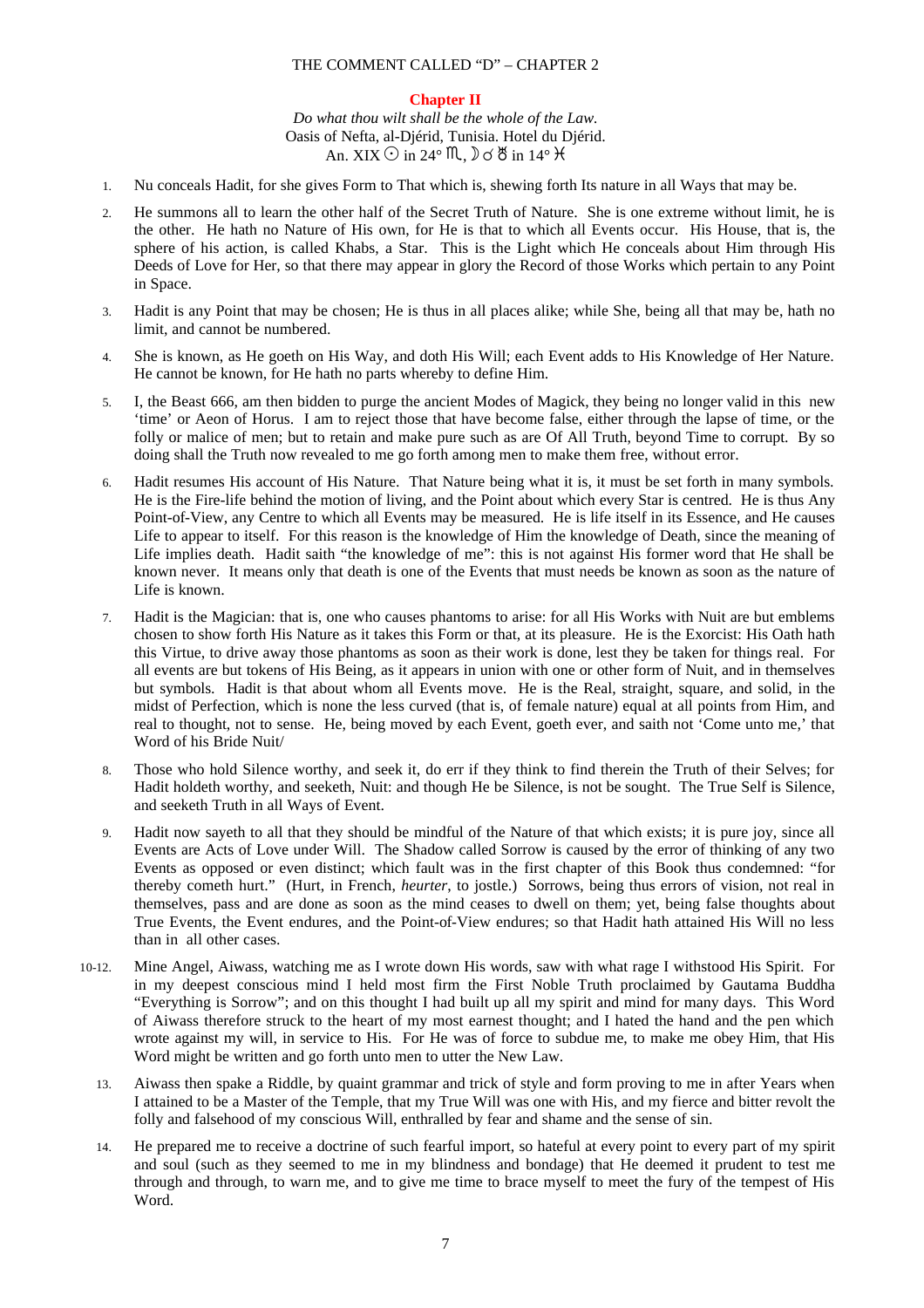## Chapter II

*Do what thou wilt shall be the whole of the Law.*
Oasis of Nefta, al-Djérid, Tunisia. Hotel du Djérid.
An. XIX ☉ in 24° ♏, ☽ ☌ ♅ in 14° ♓

1. Nu conceals Hadit, for she gives Form to That which is, shewing forth Its nature in all Ways that may be.

2. He summons all to learn the other half of the Secret Truth of Nature. She is one extreme without limit, he is the other. He hath no Nature of His own, for He is that to which all Events occur. His House, that is, the sphere of his action, is called Khabs, a Star. This is the Light which He conceals about Him through His Deeds of Love for Her, so that there may appear in glory the Record of those Works which pertain to any Point in Space.

3. Hadit is any Point that may be chosen; He is thus in all places alike; while She, being all that may be, hath no limit, and cannot be numbered.

4. She is known, as He goeth on His Way, and doth His Will; each Event adds to His Knowledge of Her Nature. He cannot be known, for He hath no parts whereby to define Him.

5. I, the Beast 666, am then bidden to purge the ancient Modes of Magick, they being no longer valid in this new 'time' or Aeon of Horus. I am to reject those that have become false, either through the lapse of time, or the folly or malice of men; but to retain and make pure such as are Of All Truth, beyond Time to corrupt. By so doing shall the Truth now revealed to me go forth among men to make them free, without error.

6. Hadit resumes His account of His Nature. That Nature being what it is, it must be set forth in many symbols. He is the Fire-life behind the motion of living, and the Point about which every Star is centred. He is thus Any Point-of-View, any Centre to which all Events may be measured. He is life itself in its Essence, and He causes Life to appear to itself. For this reason is the knowledge of Him the knowledge of Death, since the meaning of Life implies death. Hadit saith "the knowledge of me": this is not against His former word that He shall be known never. It means only that death is one of the Events that must needs be known as soon as the nature of Life is known.

7. Hadit is the Magician: that is, one who causes phantoms to arise: for all His Works with Nuit are but emblems chosen to show forth His Nature as it takes this Form or that, at its pleasure. He is the Exorcist: His Oath hath this Virtue, to drive away those phantoms as soon as their work is done, lest they be taken for things real. For all events are but tokens of His Being, as it appears in union with one or other form of Nuit, and in themselves but symbols. Hadit is that about whom all Events move. He is the Real, straight, square, and solid, in the midst of Perfection, which is none the less curved (that is, of female nature) equal at all points from Him, and real to thought, not to sense. He, being moved by each Event, goeth ever, and saith not 'Come unto me,' that Word of his Bride Nuit/

8. Those who hold Silence worthy, and seek it, do err if they think to find therein the Truth of their Selves; for Hadit holdeth worthy, and seeketh, Nuit: and though He be Silence, is not be sought. The True Self is Silence, and seeketh Truth in all Ways of Event.

9. Hadit now sayeth to all that they should be mindful of the Nature of that which exists; it is pure joy, since all Events are Acts of Love under Will. The Shadow called Sorrow is caused by the error of thinking of any two Events as opposed or even distinct; which fault was in the first chapter of this Book thus condemned: "for thereby cometh hurt." (Hurt, in French, *heurter*, to jostle.) Sorrows, being thus errors of vision, not real in themselves, pass and are done as soon as the mind ceases to dwell on them; yet, being false thoughts about True Events, the Event endures, and the Point-of-View endures; so that Hadit hath attained His Will no less than in all other cases.

10-12. Mine Angel, Aiwass, watching me as I wrote down His words, saw with what rage I withstood His Spirit. For in my deepest conscious mind I held most firm the First Noble Truth proclaimed by Gautama Buddha "Everything is Sorrow"; and on this thought I had built up all my spirit and mind for many days. This Word of Aiwass therefore struck to the heart of my most earnest thought; and I hated the hand and the pen which wrote against my will, in service to His. For He was of force to subdue me, to make me obey Him, that His Word might be written and go forth unto men to utter the New Law.

13. Aiwass then spake a Riddle, by quaint grammar and trick of style and form proving to me in after Years when I attained to be a Master of the Temple, that my True Will was one with His, and my fierce and bitter revolt the folly and falsehood of my conscious Will, enthralled by fear and shame and the sense of sin.

14. He prepared me to receive a doctrine of such fearful import, so hateful at every point to every part of my spirit and soul (such as they seemed to me in my blindness and bondage) that He deemed it prudent to test me through and through, to warn me, and to give me time to brace myself to meet the fury of the tempest of His Word.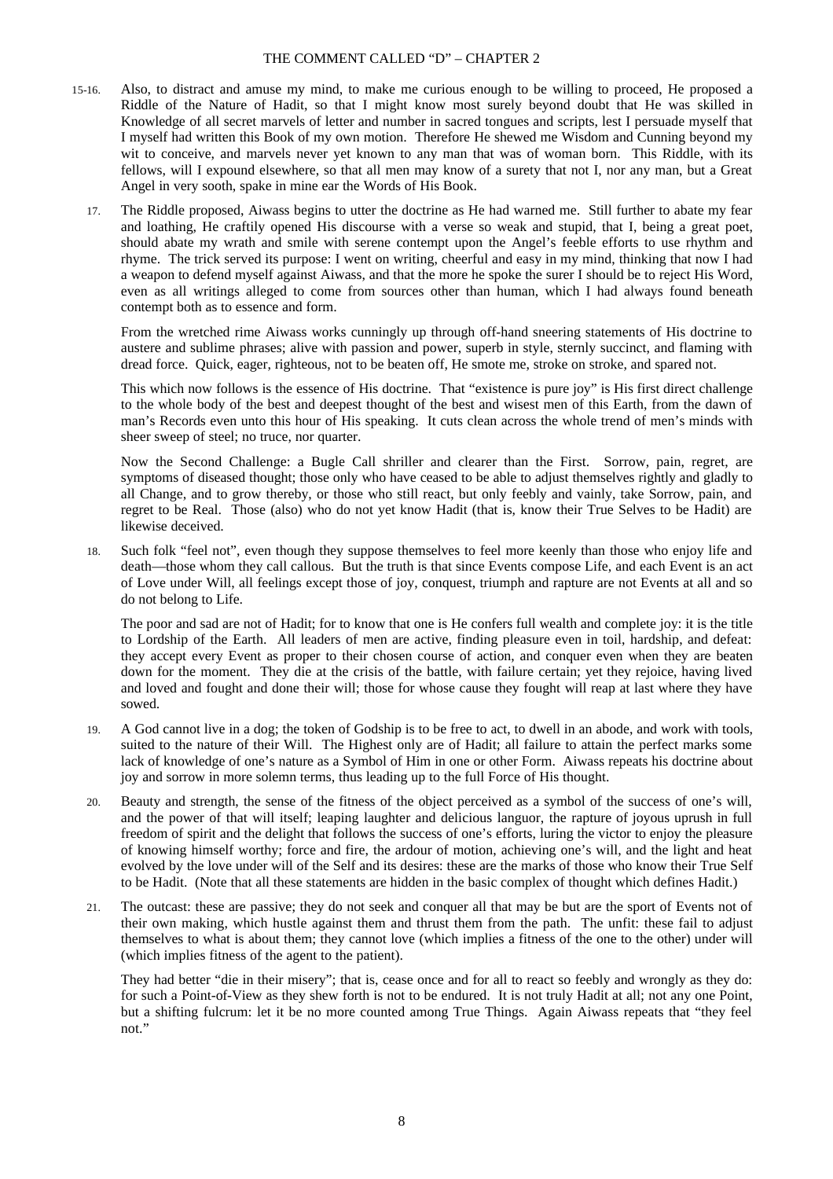15-16. Also, to distract and amuse my mind, to make me curious enough to be willing to proceed, He proposed a Riddle of the Nature of Hadit, so that I might know most surely beyond doubt that He was skilled in Knowledge of all secret marvels of letter and number in sacred tongues and scripts, lest I persuade myself that I myself had written this Book of my own motion. Therefore He shewed me Wisdom and Cunning beyond my wit to conceive, and marvels never yet known to any man that was of woman born. This Riddle, with its fellows, will I expound elsewhere, so that all men may know of a surety that not I, nor any man, but a Great Angel in very sooth, spake in mine ear the Words of His Book.

17. The Riddle proposed, Aiwass begins to utter the doctrine as He had warned me. Still further to abate my fear and loathing, He craftily opened His discourse with a verse so weak and stupid, that I, being a great poet, should abate my wrath and smile with serene contempt upon the Angel's feeble efforts to use rhythm and rhyme. The trick served its purpose: I went on writing, cheerful and easy in my mind, thinking that now I had a weapon to defend myself against Aiwass, and that the more he spoke the surer I should be to reject His Word, even as all writings alleged to come from sources other than human, which I had always found beneath contempt both as to essence and form.

From the wretched rime Aiwass works cunningly up through off-hand sneering statements of His doctrine to austere and sublime phrases; alive with passion and power, superb in style, sternly succinct, and flaming with dread force. Quick, eager, righteous, not to be beaten off, He smote me, stroke on stroke, and spared not.

This which now follows is the essence of His doctrine. That "existence is pure joy" is His first direct challenge to the whole body of the best and deepest thought of the best and wisest men of this Earth, from the dawn of man's Records even unto this hour of His speaking. It cuts clean across the whole trend of men's minds with sheer sweep of steel; no truce, nor quarter.

Now the Second Challenge: a Bugle Call shriller and clearer than the First. Sorrow, pain, regret, are symptoms of diseased thought; those only who have ceased to be able to adjust themselves rightly and gladly to all Change, and to grow thereby, or those who still react, but only feebly and vainly, take Sorrow, pain, and regret to be Real. Those (also) who do not yet know Hadit (that is, know their True Selves to be Hadit) are likewise deceived.

18. Such folk "feel not", even though they suppose themselves to feel more keenly than those who enjoy life and death—those whom they call callous. But the truth is that since Events compose Life, and each Event is an act of Love under Will, all feelings except those of joy, conquest, triumph and rapture are not Events at all and so do not belong to Life.

The poor and sad are not of Hadit; for to know that one is He confers full wealth and complete joy: it is the title to Lordship of the Earth. All leaders of men are active, finding pleasure even in toil, hardship, and defeat: they accept every Event as proper to their chosen course of action, and conquer even when they are beaten down for the moment. They die at the crisis of the battle, with failure certain; yet they rejoice, having lived and loved and fought and done their will; those for whose cause they fought will reap at last where they have sowed.

19. A God cannot live in a dog; the token of Godship is to be free to act, to dwell in an abode, and work with tools, suited to the nature of their Will. The Highest only are of Hadit; all failure to attain the perfect marks some lack of knowledge of one's nature as a Symbol of Him in one or other Form. Aiwass repeats his doctrine about joy and sorrow in more solemn terms, thus leading up to the full Force of His thought.

20. Beauty and strength, the sense of the fitness of the object perceived as a symbol of the success of one's will, and the power of that will itself; leaping laughter and delicious languor, the rapture of joyous uprush in full freedom of spirit and the delight that follows the success of one's efforts, luring the victor to enjoy the pleasure of knowing himself worthy; force and fire, the ardour of motion, achieving one's will, and the light and heat evolved by the love under will of the Self and its desires: these are the marks of those who know their True Self to be Hadit. (Note that all these statements are hidden in the basic complex of thought which defines Hadit.)

21. The outcast: these are passive; they do not seek and conquer all that may be but are the sport of Events not of their own making, which hustle against them and thrust them from the path. The unfit: these fail to adjust themselves to what is about them; they cannot love (which implies a fitness of the one to the other) under will (which implies fitness of the agent to the patient).

They had better "die in their misery"; that is, cease once and for all to react so feebly and wrongly as they do: for such a Point-of-View as they shew forth is not to be endured. It is not truly Hadit at all; not any one Point, but a shifting fulcrum: let it be no more counted among True Things. Again Aiwass repeats that "they feel not."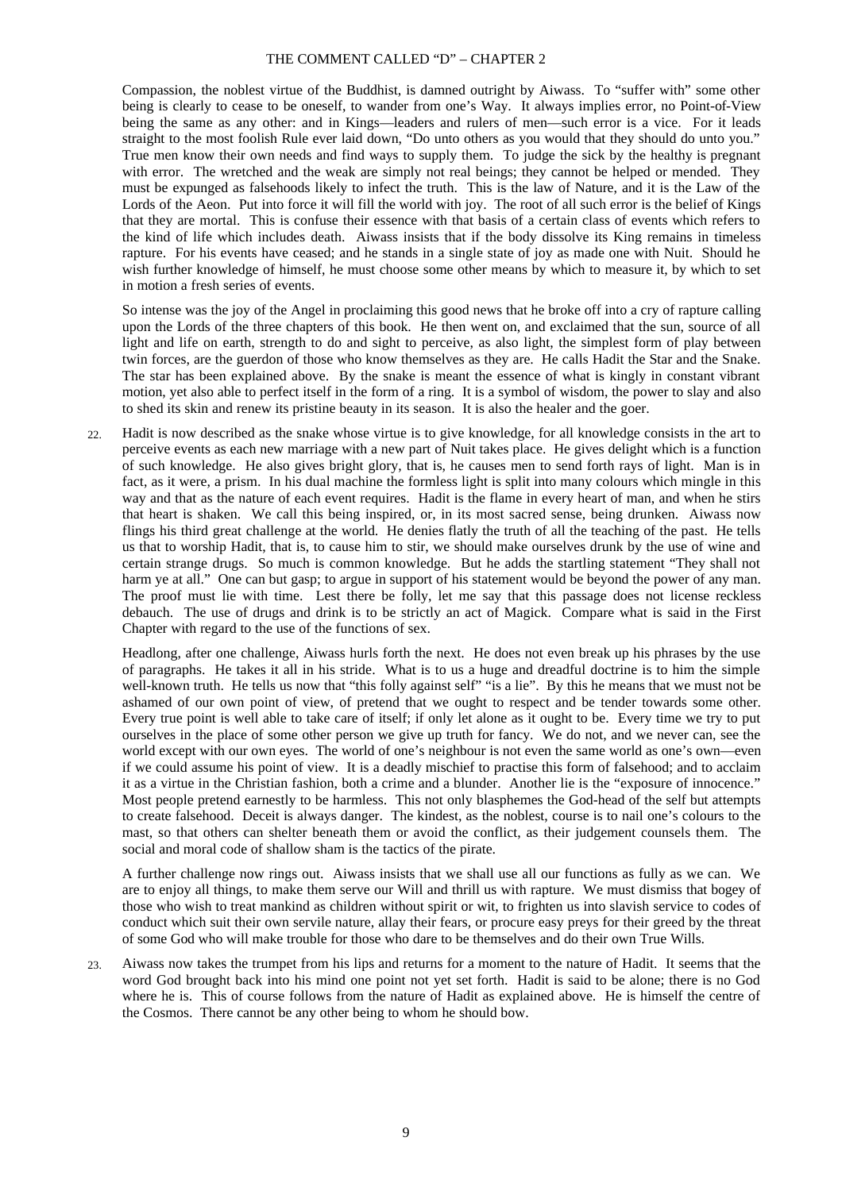Compassion, the noblest virtue of the Buddhist, is damned outright by Aiwass. To "suffer with" some other being is clearly to cease to be oneself, to wander from one's Way. It always implies error, no Point-of-View being the same as any other: and in Kings—leaders and rulers of men—such error is a vice. For it leads straight to the most foolish Rule ever laid down, "Do unto others as you would that they should do unto you." True men know their own needs and find ways to supply them. To judge the sick by the healthy is pregnant with error. The wretched and the weak are simply not real beings; they cannot be helped or mended. They must be expunged as falsehoods likely to infect the truth. This is the law of Nature, and it is the Law of the Lords of the Aeon. Put into force it will fill the world with joy. The root of all such error is the belief of Kings that they are mortal. This is confuse their essence with that basis of a certain class of events which refers to the kind of life which includes death. Aiwass insists that if the body dissolve its King remains in timeless rapture. For his events have ceased; and he stands in a single state of joy as made one with Nuit. Should he wish further knowledge of himself, he must choose some other means by which to measure it, by which to set in motion a fresh series of events.

So intense was the joy of the Angel in proclaiming this good news that he broke off into a cry of rapture calling upon the Lords of the three chapters of this book. He then went on, and exclaimed that the sun, source of all light and life on earth, strength to do and sight to perceive, as also light, the simplest form of play between twin forces, are the guerdon of those who know themselves as they are. He calls Hadit the Star and the Snake. The star has been explained above. By the snake is meant the essence of what is kingly in constant vibrant motion, yet also able to perfect itself in the form of a ring. It is a symbol of wisdom, the power to slay and also to shed its skin and renew its pristine beauty in its season. It is also the healer and the goer.

22. Hadit is now described as the snake whose virtue is to give knowledge, for all knowledge consists in the art to perceive events as each new marriage with a new part of Nuit takes place. He gives delight which is a function of such knowledge. He also gives bright glory, that is, he causes men to send forth rays of light. Man is in fact, as it were, a prism. In his dual machine the formless light is split into many colours which mingle in this way and that as the nature of each event requires. Hadit is the flame in every heart of man, and when he stirs that heart is shaken. We call this being inspired, or, in its most sacred sense, being drunken. Aiwass now flings his third great challenge at the world. He denies flatly the truth of all the teaching of the past. He tells us that to worship Hadit, that is, to cause him to stir, we should make ourselves drunk by the use of wine and certain strange drugs. So much is common knowledge. But he adds the startling statement "They shall not harm ye at all." One can but gasp; to argue in support of his statement would be beyond the power of any man. The proof must lie with time. Lest there be folly, let me say that this passage does not license reckless debauch. The use of drugs and drink is to be strictly an act of Magick. Compare what is said in the First Chapter with regard to the use of the functions of sex.

Headlong, after one challenge, Aiwass hurls forth the next. He does not even break up his phrases by the use of paragraphs. He takes it all in his stride. What is to us a huge and dreadful doctrine is to him the simple well-known truth. He tells us now that "this folly against self" "is a lie". By this he means that we must not be ashamed of our own point of view, of pretend that we ought to respect and be tender towards some other. Every true point is well able to take care of itself; if only let alone as it ought to be. Every time we try to put ourselves in the place of some other person we give up truth for fancy. We do not, and we never can, see the world except with our own eyes. The world of one's neighbour is not even the same world as one's own—even if we could assume his point of view. It is a deadly mischief to practise this form of falsehood; and to acclaim it as a virtue in the Christian fashion, both a crime and a blunder. Another lie is the "exposure of innocence." Most people pretend earnestly to be harmless. This not only blasphemes the God-head of the self but attempts to create falsehood. Deceit is always danger. The kindest, as the noblest, course is to nail one's colours to the mast, so that others can shelter beneath them or avoid the conflict, as their judgement counsels them. The social and moral code of shallow sham is the tactics of the pirate.

A further challenge now rings out. Aiwass insists that we shall use all our functions as fully as we can. We are to enjoy all things, to make them serve our Will and thrill us with rapture. We must dismiss that bogey of those who wish to treat mankind as children without spirit or wit, to frighten us into slavish service to codes of conduct which suit their own servile nature, allay their fears, or procure easy preys for their greed by the threat of some God who will make trouble for those who dare to be themselves and do their own True Wills.

23. Aiwass now takes the trumpet from his lips and returns for a moment to the nature of Hadit. It seems that the word God brought back into his mind one point not yet set forth. Hadit is said to be alone; there is no God where he is. This of course follows from the nature of Hadit as explained above. He is himself the centre of the Cosmos. There cannot be any other being to whom he should bow.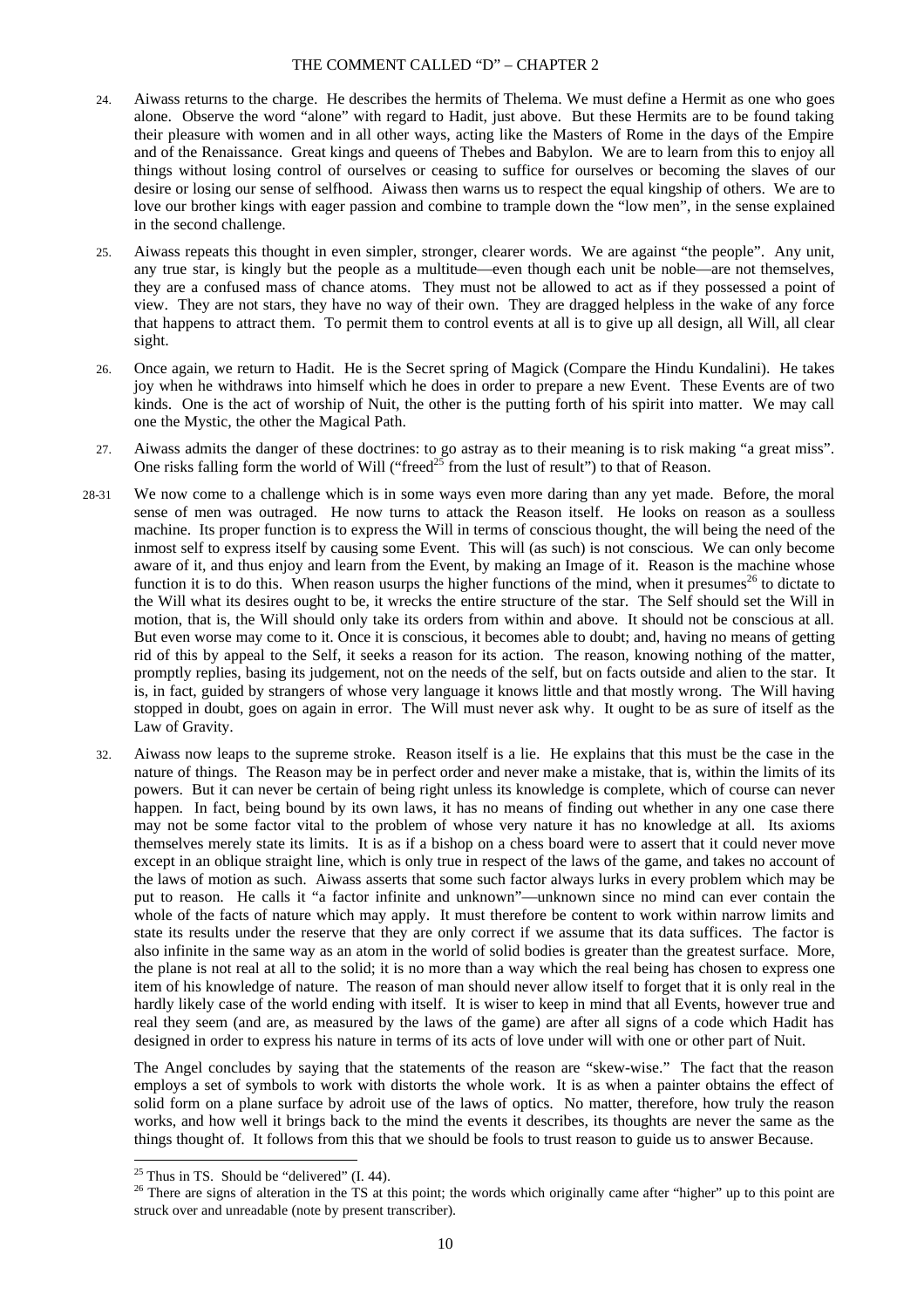24. Aiwass returns to the charge. He describes the hermits of Thelema. We must define a Hermit as one who goes alone. Observe the word "alone" with regard to Hadit, just above. But these Hermits are to be found taking their pleasure with women and in all other ways, acting like the Masters of Rome in the days of the Empire and of the Renaissance. Great kings and queens of Thebes and Babylon. We are to learn from this to enjoy all things without losing control of ourselves or ceasing to suffice for ourselves or becoming the slaves of our desire or losing our sense of selfhood. Aiwass then warns us to respect the equal kingship of others. We are to love our brother kings with eager passion and combine to trample down the "low men", in the sense explained in the second challenge.

25. Aiwass repeats this thought in even simpler, stronger, clearer words. We are against "the people". Any unit, any true star, is kingly but the people as a multitude—even though each unit be noble—are not themselves, they are a confused mass of chance atoms. They must not be allowed to act as if they possessed a point of view. They are not stars, they have no way of their own. They are dragged helpless in the wake of any force that happens to attract them. To permit them to control events at all is to give up all design, all Will, all clear sight.

26. Once again, we return to Hadit. He is the Secret spring of Magick (Compare the Hindu Kundalini). He takes joy when he withdraws into himself which he does in order to prepare a new Event. These Events are of two kinds. One is the act of worship of Nuit, the other is the putting forth of his spirit into matter. We may call one the Mystic, the other the Magical Path.

27. Aiwass admits the danger of these doctrines: to go astray as to their meaning is to risk making "a great miss". One risks falling form the world of Will ("freed[25] from the lust of result") to that of Reason.

28-31 We now come to a challenge which is in some ways even more daring than any yet made. Before, the moral sense of men was outraged. He now turns to attack the Reason itself. He looks on reason as a soulless machine. Its proper function is to express the Will in terms of conscious thought, the will being the need of the inmost self to express itself by causing some Event. This will (as such) is not conscious. We can only become aware of it, and thus enjoy and learn from the Event, by making an Image of it. Reason is the machine whose function it is to do this. When reason usurps the higher functions of the mind, when it presumes[26] to dictate to the Will what its desires ought to be, it wrecks the entire structure of the star. The Self should set the Will in motion, that is, the Will should only take its orders from within and above. It should not be conscious at all. But even worse may come to it. Once it is conscious, it becomes able to doubt; and, having no means of getting rid of this by appeal to the Self, it seeks a reason for its action. The reason, knowing nothing of the matter, promptly replies, basing its judgement, not on the needs of the self, but on facts outside and alien to the star. It is, in fact, guided by strangers of whose very language it knows little and that mostly wrong. The Will having stopped in doubt, goes on again in error. The Will must never ask why. It ought to be as sure of itself as the Law of Gravity.

32. Aiwass now leaps to the supreme stroke. Reason itself is a lie. He explains that this must be the case in the nature of things. The Reason may be in perfect order and never make a mistake, that is, within the limits of its powers. But it can never be certain of being right unless its knowledge is complete, which of course can never happen. In fact, being bound by its own laws, it has no means of finding out whether in any one case there may not be some factor vital to the problem of whose very nature it has no knowledge at all. Its axioms themselves merely state its limits. It is as if a bishop on a chess board were to assert that it could never move except in an oblique straight line, which is only true in respect of the laws of the game, and takes no account of the laws of motion as such. Aiwass asserts that some such factor always lurks in every problem which may be put to reason. He calls it "a factor infinite and unknown"—unknown since no mind can ever contain the whole of the facts of nature which may apply. It must therefore be content to work within narrow limits and state its results under the reserve that they are only correct if we assume that its data suffices. The factor is also infinite in the same way as an atom in the world of solid bodies is greater than the greatest surface. More, the plane is not real at all to the solid; it is no more than a way which the real being has chosen to express one item of his knowledge of nature. The reason of man should never allow itself to forget that it is only real in the hardly likely case of the world ending with itself. It is wiser to keep in mind that all Events, however true and real they seem (and are, as measured by the laws of the game) are after all signs of a code which Hadit has designed in order to express his nature in terms of its acts of love under will with one or other part of Nuit.

The Angel concludes by saying that the statements of the reason are "skew-wise." The fact that the reason employs a set of symbols to work with distorts the whole work. It is as when a painter obtains the effect of solid form on a plane surface by adroit use of the laws of optics. No matter, therefore, how truly the reason works, and how well it brings back to the mind the events it describes, its thoughts are never the same as the things thought of. It follows from this that we should be fools to trust reason to guide us to answer Because.

---

[25] Thus in TS. Should be "delivered" (I. 44).

[26] There are signs of alteration in the TS at this point; the words which originally came after "higher" up to this point are struck over and unreadable (note by present transcriber).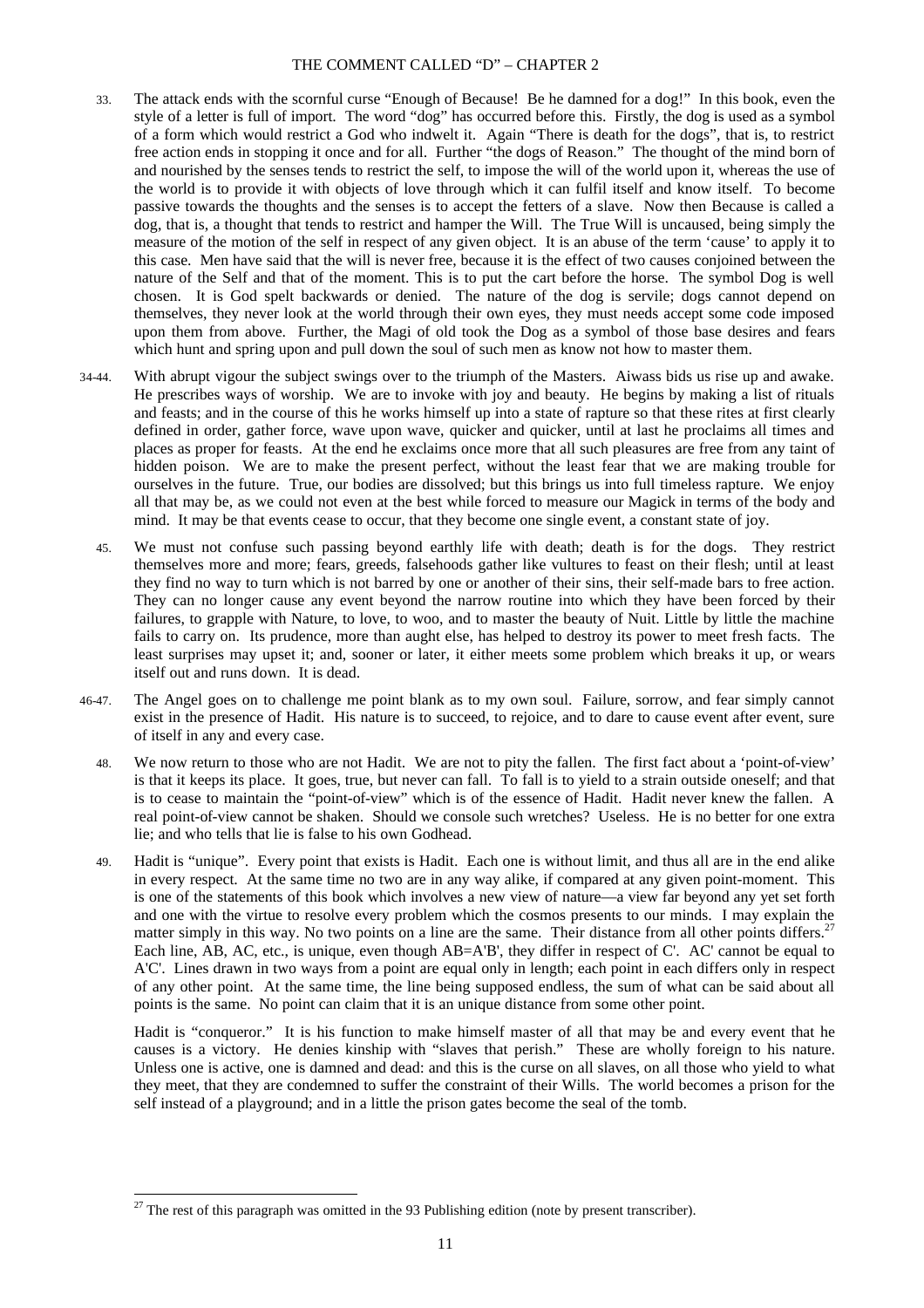33. The attack ends with the scornful curse "Enough of Because! Be he damned for a dog!" In this book, even the style of a letter is full of import. The word "dog" has occurred before this. Firstly, the dog is used as a symbol of a form which would restrict a God who indwelt it. Again "There is death for the dogs", that is, to restrict free action ends in stopping it once and for all. Further "the dogs of Reason." The thought of the mind born of and nourished by the senses tends to restrict the self, to impose the will of the world upon it, whereas the use of the world is to provide it with objects of love through which it can fulfil itself and know itself. To become passive towards the thoughts and the senses is to accept the fetters of a slave. Now then Because is called a dog, that is, a thought that tends to restrict and hamper the Will. The True Will is uncaused, being simply the measure of the motion of the self in respect of any given object. It is an abuse of the term 'cause' to apply it to this case. Men have said that the will is never free, because it is the effect of two causes conjoined between the nature of the Self and that of the moment. This is to put the cart before the horse. The symbol Dog is well chosen. It is God spelt backwards or denied. The nature of the dog is servile; dogs cannot depend on themselves, they never look at the world through their own eyes, they must needs accept some code imposed upon them from above. Further, the Magi of old took the Dog as a symbol of those base desires and fears which hunt and spring upon and pull down the soul of such men as know not how to master them.

34-44. With abrupt vigour the subject swings over to the triumph of the Masters. Aiwass bids us rise up and awake. He prescribes ways of worship. We are to invoke with joy and beauty. He begins by making a list of rituals and feasts; and in the course of this he works himself up into a state of rapture so that these rites at first clearly defined in order, gather force, wave upon wave, quicker and quicker, until at last he proclaims all times and places as proper for feasts. At the end he exclaims once more that all such pleasures are free from any taint of hidden poison. We are to make the present perfect, without the least fear that we are making trouble for ourselves in the future. True, our bodies are dissolved; but this brings us into full timeless rapture. We enjoy all that may be, as we could not even at the best while forced to measure our Magick in terms of the body and mind. It may be that events cease to occur, that they become one single event, a constant state of joy.

45. We must not confuse such passing beyond earthly life with death; death is for the dogs. They restrict themselves more and more; fears, greeds, falsehoods gather like vultures to feast on their flesh; until at least they find no way to turn which is not barred by one or another of their sins, their self-made bars to free action. They can no longer cause any event beyond the narrow routine into which they have been forced by their failures, to grapple with Nature, to love, to woo, and to master the beauty of Nuit. Little by little the machine fails to carry on. Its prudence, more than aught else, has helped to destroy its power to meet fresh facts. The least surprises may upset it; and, sooner or later, it either meets some problem which breaks it up, or wears itself out and runs down. It is dead.

46-47. The Angel goes on to challenge me point blank as to my own soul. Failure, sorrow, and fear simply cannot exist in the presence of Hadit. His nature is to succeed, to rejoice, and to dare to cause event after event, sure of itself in any and every case.

48. We now return to those who are not Hadit. We are not to pity the fallen. The first fact about a 'point-of-view' is that it keeps its place. It goes, true, but never can fall. To fall is to yield to a strain outside oneself; and that is to cease to maintain the "point-of-view" which is of the essence of Hadit. Hadit never knew the fallen. A real point-of-view cannot be shaken. Should we console such wretches? Useless. He is no better for one extra lie; and who tells that lie is false to his own Godhead.

49. Hadit is "unique". Every point that exists is Hadit. Each one is without limit, and thus all are in the end alike in every respect. At the same time no two are in any way alike, if compared at any given point-moment. This is one of the statements of this book which involves a new view of nature—a view far beyond any yet set forth and one with the virtue to resolve every problem which the cosmos presents to our minds. I may explain the matter simply in this way. No two points on a line are the same. Their distance from all other points differs.[27] Each line, AB, AC, etc., is unique, even though AB=A'B', they differ in respect of C'. AC' cannot be equal to A'C'. Lines drawn in two ways from a point are equal only in length; each point in each differs only in respect of any other point. At the same time, the line being supposed endless, the sum of what can be said about all points is the same. No point can claim that it is an unique distance from some other point.

Hadit is "conqueror." It is his function to make himself master of all that may be and every event that he causes is a victory. He denies kinship with "slaves that perish." These are wholly foreign to his nature. Unless one is active, one is damned and dead: and this is the curse on all slaves, on all those who yield to what they meet, that they are condemned to suffer the constraint of their Wills. The world becomes a prison for the self instead of a playground; and in a little the prison gates become the seal of the tomb.

[27] The rest of this paragraph was omitted in the 93 Publishing edition (note by present transcriber).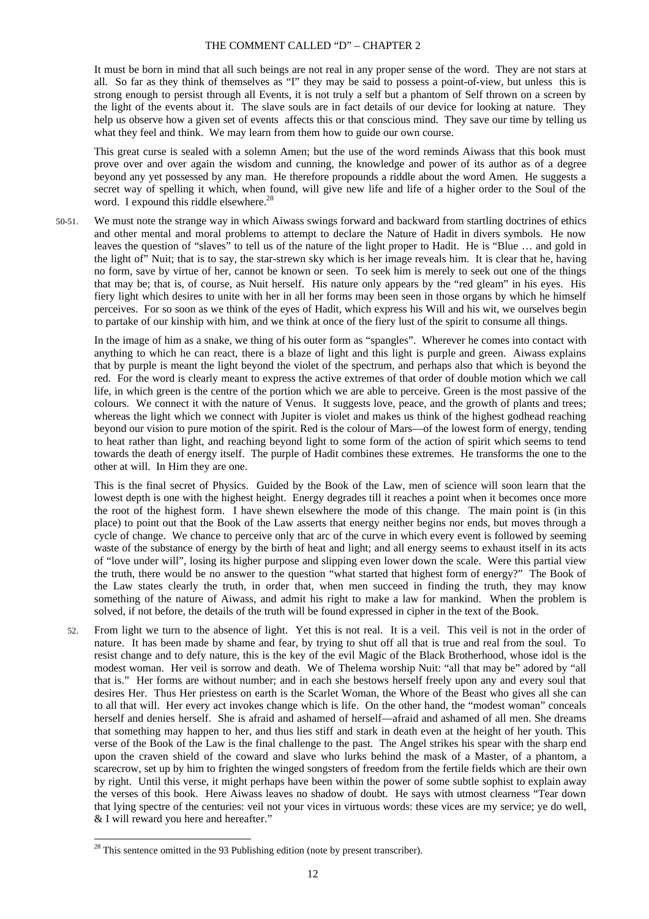It must be born in mind that all such beings are not real in any proper sense of the word. They are not stars at all. So far as they think of themselves as "I" they may be said to possess a point-of-view, but unless this is strong enough to persist through all Events, it is not truly a self but a phantom of Self thrown on a screen by the light of the events about it. The slave souls are in fact details of our device for looking at nature. They help us observe how a given set of events affects this or that conscious mind. They save our time by telling us what they feel and think. We may learn from them how to guide our own course.

This great curse is sealed with a solemn Amen; but the use of the word reminds Aiwass that this book must prove over and over again the wisdom and cunning, the knowledge and power of its author as of a degree beyond any yet possessed by any man. He therefore propounds a riddle about the word Amen. He suggests a secret way of spelling it which, when found, will give new life and life of a higher order to the Soul of the word. I expound this riddle elsewhere.[28]

50-51. We must note the strange way in which Aiwass swings forward and backward from startling doctrines of ethics and other mental and moral problems to attempt to declare the Nature of Hadit in divers symbols. He now leaves the question of "slaves" to tell us of the nature of the light proper to Hadit. He is "Blue … and gold in the light of" Nuit; that is to say, the star-strewn sky which is her image reveals him. It is clear that he, having no form, save by virtue of her, cannot be known or seen. To seek him is merely to seek out one of the things that may be; that is, of course, as Nuit herself. His nature only appears by the "red gleam" in his eyes. His fiery light which desires to unite with her in all her forms may been seen in those organs by which he himself perceives. For so soon as we think of the eyes of Hadit, which express his Will and his wit, we ourselves begin to partake of our kinship with him, and we think at once of the fiery lust of the spirit to consume all things.

In the image of him as a snake, we thing of his outer form as "spangles". Wherever he comes into contact with anything to which he can react, there is a blaze of light and this light is purple and green. Aiwass explains that by purple is meant the light beyond the violet of the spectrum, and perhaps also that which is beyond the red. For the word is clearly meant to express the active extremes of that order of double motion which we call life, in which green is the centre of the portion which we are able to perceive. Green is the most passive of the colours. We connect it with the nature of Venus. It suggests love, peace, and the growth of plants and trees; whereas the light which we connect with Jupiter is violet and makes us think of the highest godhead reaching beyond our vision to pure motion of the spirit. Red is the colour of Mars—of the lowest form of energy, tending to heat rather than light, and reaching beyond light to some form of the action of spirit which seems to tend towards the death of energy itself. The purple of Hadit combines these extremes. He transforms the one to the other at will. In Him they are one.

This is the final secret of Physics. Guided by the Book of the Law, men of science will soon learn that the lowest depth is one with the highest height. Energy degrades till it reaches a point when it becomes once more the root of the highest form. I have shewn elsewhere the mode of this change. The main point is (in this place) to point out that the Book of the Law asserts that energy neither begins nor ends, but moves through a cycle of change. We chance to perceive only that arc of the curve in which every event is followed by seeming waste of the substance of energy by the birth of heat and light; and all energy seems to exhaust itself in its acts of "love under will", losing its higher purpose and slipping even lower down the scale. Were this partial view the truth, there would be no answer to the question "what started that highest form of energy?" The Book of the Law states clearly the truth, in order that, when men succeed in finding the truth, they may know something of the nature of Aiwass, and admit his right to make a law for mankind. When the problem is solved, if not before, the details of the truth will be found expressed in cipher in the text of the Book.

52. From light we turn to the absence of light. Yet this is not real. It is a veil. This veil is not in the order of nature. It has been made by shame and fear, by trying to shut off all that is true and real from the soul. To resist change and to defy nature, this is the key of the evil Magic of the Black Brotherhood, whose idol is the modest woman. Her veil is sorrow and death. We of Thelema worship Nuit: "all that may be" adored by "all that is." Her forms are without number; and in each she bestows herself freely upon any and every soul that desires Her. Thus Her priestess on earth is the Scarlet Woman, the Whore of the Beast who gives all she can to all that will. Her every act invokes change which is life. On the other hand, the "modest woman" conceals herself and denies herself. She is afraid and ashamed of herself—afraid and ashamed of all men. She dreams that something may happen to her, and thus lies stiff and stark in death even at the height of her youth. This verse of the Book of the Law is the final challenge to the past. The Angel strikes his spear with the sharp end upon the craven shield of the coward and slave who lurks behind the mask of a Master, of a phantom, a scarecrow, set up by him to frighten the winged songsters of freedom from the fertile fields which are their own by right. Until this verse, it might perhaps have been within the power of some subtle sophist to explain away the verses of this book. Here Aiwass leaves no shadow of doubt. He says with utmost clearness "Tear down that lying spectre of the centuries: veil not your vices in virtuous words: these vices are my service; ye do well, & I will reward you here and hereafter."

---

[28] This sentence omitted in the 93 Publishing edition (note by present transcriber).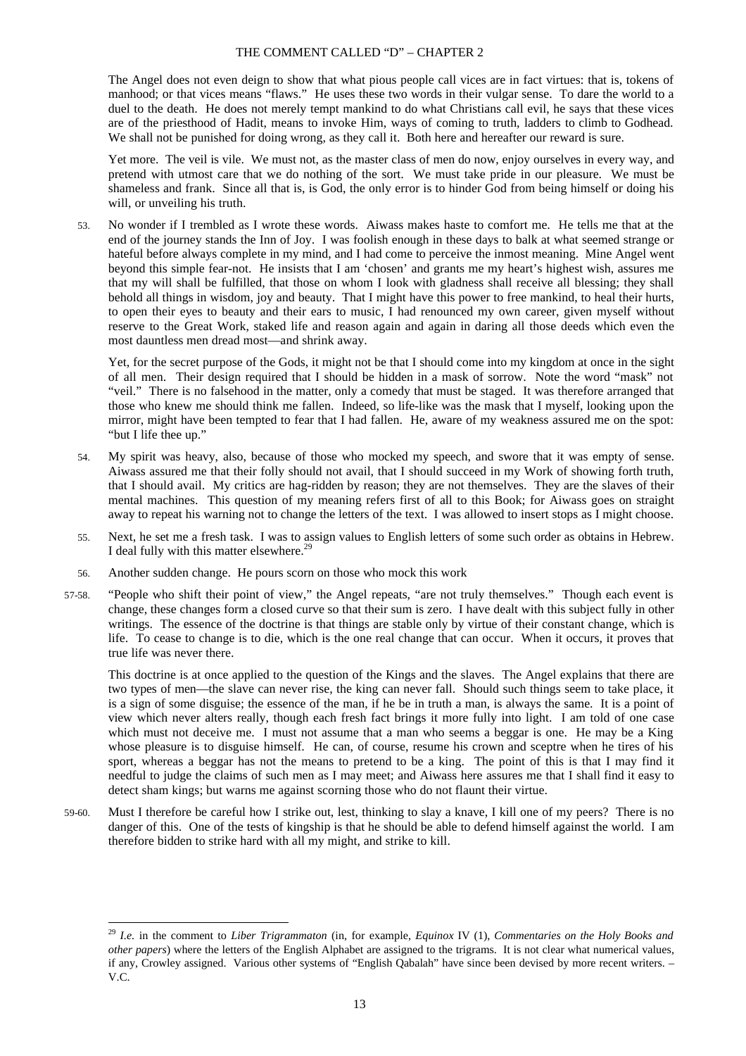The Angel does not even deign to show that what pious people call vices are in fact virtues: that is, tokens of manhood; or that vices means "flaws." He uses these two words in their vulgar sense. To dare the world to a duel to the death. He does not merely tempt mankind to do what Christians call evil, he says that these vices are of the priesthood of Hadit, means to invoke Him, ways of coming to truth, ladders to climb to Godhead. We shall not be punished for doing wrong, as they call it. Both here and hereafter our reward is sure.

Yet more. The veil is vile. We must not, as the master class of men do now, enjoy ourselves in every way, and pretend with utmost care that we do nothing of the sort. We must take pride in our pleasure. We must be shameless and frank. Since all that is, is God, the only error is to hinder God from being himself or doing his will, or unveiling his truth.

53. No wonder if I trembled as I wrote these words. Aiwass makes haste to comfort me. He tells me that at the end of the journey stands the Inn of Joy. I was foolish enough in these days to balk at what seemed strange or hateful before always complete in my mind, and I had come to perceive the inmost meaning. Mine Angel went beyond this simple fear-not. He insists that I am 'chosen' and grants me my heart's highest wish, assures me that my will shall be fulfilled, that those on whom I look with gladness shall receive all blessing; they shall behold all things in wisdom, joy and beauty. That I might have this power to free mankind, to heal their hurts, to open their eyes to beauty and their ears to music, I had renounced my own career, given myself without reserve to the Great Work, staked life and reason again and again in daring all those deeds which even the most dauntless men dread most—and shrink away.

    Yet, for the secret purpose of the Gods, it might not be that I should come into my kingdom at once in the sight of all men. Their design required that I should be hidden in a mask of sorrow. Note the word "mask" not "veil." There is no falsehood in the matter, only a comedy that must be staged. It was therefore arranged that those who knew me should think me fallen. Indeed, so life-like was the mask that I myself, looking upon the mirror, might have been tempted to fear that I had fallen. He, aware of my weakness assured me on the spot: "but I life thee up."

54. My spirit was heavy, also, because of those who mocked my speech, and swore that it was empty of sense. Aiwass assured me that their folly should not avail, that I should succeed in my Work of showing forth truth, that I should avail. My critics are hag-ridden by reason; they are not themselves. They are the slaves of their mental machines. This question of my meaning refers first of all to this Book; for Aiwass goes on straight away to repeat his warning not to change the letters of the text. I was allowed to insert stops as I might choose.

55. Next, he set me a fresh task. I was to assign values to English letters of some such order as obtains in Hebrew. I deal fully with this matter elsewhere.[29]

56. Another sudden change. He pours scorn on those who mock this work

57-58. "People who shift their point of view," the Angel repeats, "are not truly themselves." Though each event is change, these changes form a closed curve so that their sum is zero. I have dealt with this subject fully in other writings. The essence of the doctrine is that things are stable only by virtue of their constant change, which is life. To cease to change is to die, which is the one real change that can occur. When it occurs, it proves that true life was never there.

    This doctrine is at once applied to the question of the Kings and the slaves. The Angel explains that there are two types of men—the slave can never rise, the king can never fall. Should such things seem to take place, it is a sign of some disguise; the essence of the man, if he be in truth a man, is always the same. It is a point of view which never alters really, though each fresh fact brings it more fully into light. I am told of one case which must not deceive me. I must not assume that a man who seems a beggar is one. He may be a King whose pleasure is to disguise himself. He can, of course, resume his crown and sceptre when he tires of his sport, whereas a beggar has not the means to pretend to be a king. The point of this is that I may find it needful to judge the claims of such men as I may meet; and Aiwass here assures me that I shall find it easy to detect sham kings; but warns me against scorning those who do not flaunt their virtue.

59-60. Must I therefore be careful how I strike out, lest, thinking to slay a knave, I kill one of my peers? There is no danger of this. One of the tests of kingship is that he should be able to defend himself against the world. I am therefore bidden to strike hard with all my might, and strike to kill.

---

[29] *I.e.* in the comment to *Liber Trigrammaton* (in, for example, *Equinox* IV (1), *Commentaries on the Holy Books and other papers*) where the letters of the English Alphabet are assigned to the trigrams. It is not clear what numerical values, if any, Crowley assigned. Various other systems of "English Qabalah" have since been devised by more recent writers. – V.C.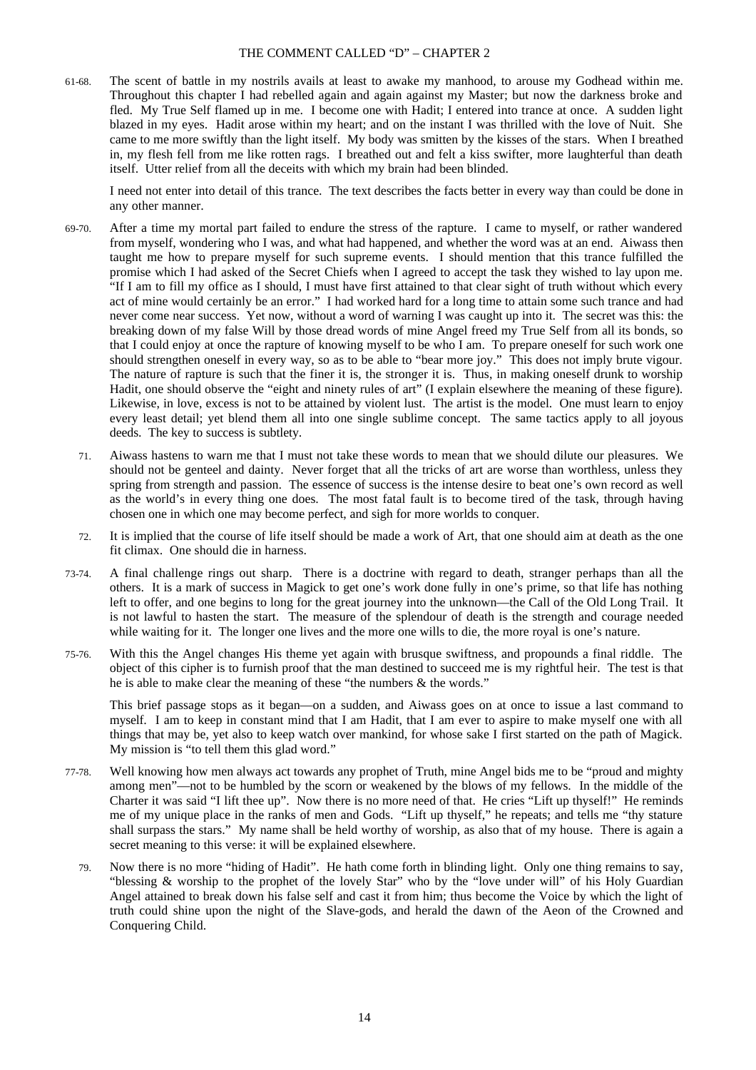61-68. The scent of battle in my nostrils avails at least to awake my manhood, to arouse my Godhead within me. Throughout this chapter I had rebelled again and again against my Master; but now the darkness broke and fled. My True Self flamed up in me. I become one with Hadit; I entered into trance at once. A sudden light blazed in my eyes. Hadit arose within my heart; and on the instant I was thrilled with the love of Nuit. She came to me more swiftly than the light itself. My body was smitten by the kisses of the stars. When I breathed in, my flesh fell from me like rotten rags. I breathed out and felt a kiss swifter, more laughterful than death itself. Utter relief from all the deceits with which my brain had been blinded.

I need not enter into detail of this trance. The text describes the facts better in every way than could be done in any other manner.

69-70. After a time my mortal part failed to endure the stress of the rapture. I came to myself, or rather wandered from myself, wondering who I was, and what had happened, and whether the word was at an end. Aiwass then taught me how to prepare myself for such supreme events. I should mention that this trance fulfilled the promise which I had asked of the Secret Chiefs when I agreed to accept the task they wished to lay upon me. "If I am to fill my office as I should, I must have first attained to that clear sight of truth without which every act of mine would certainly be an error." I had worked hard for a long time to attain some such trance and had never come near success. Yet now, without a word of warning I was caught up into it. The secret was this: the breaking down of my false Will by those dread words of mine Angel freed my True Self from all its bonds, so that I could enjoy at once the rapture of knowing myself to be who I am. To prepare oneself for such work one should strengthen oneself in every way, so as to be able to "bear more joy." This does not imply brute vigour. The nature of rapture is such that the finer it is, the stronger it is. Thus, in making oneself drunk to worship Hadit, one should observe the "eight and ninety rules of art" (I explain elsewhere the meaning of these figure). Likewise, in love, excess is not to be attained by violent lust. The artist is the model. One must learn to enjoy every least detail; yet blend them all into one single sublime concept. The same tactics apply to all joyous deeds. The key to success is subtlety.

71. Aiwass hastens to warn me that I must not take these words to mean that we should dilute our pleasures. We should not be genteel and dainty. Never forget that all the tricks of art are worse than worthless, unless they spring from strength and passion. The essence of success is the intense desire to beat one's own record as well as the world's in every thing one does. The most fatal fault is to become tired of the task, through having chosen one in which one may become perfect, and sigh for more worlds to conquer.

72. It is implied that the course of life itself should be made a work of Art, that one should aim at death as the one fit climax. One should die in harness.

73-74. A final challenge rings out sharp. There is a doctrine with regard to death, stranger perhaps than all the others. It is a mark of success in Magick to get one's work done fully in one's prime, so that life has nothing left to offer, and one begins to long for the great journey into the unknown—the Call of the Old Long Trail. It is not lawful to hasten the start. The measure of the splendour of death is the strength and courage needed while waiting for it. The longer one lives and the more one wills to die, the more royal is one's nature.

75-76. With this the Angel changes His theme yet again with brusque swiftness, and propounds a final riddle. The object of this cipher is to furnish proof that the man destined to succeed me is my rightful heir. The test is that he is able to make clear the meaning of these "the numbers & the words."

This brief passage stops as it began—on a sudden, and Aiwass goes on at once to issue a last command to myself. I am to keep in constant mind that I am Hadit, that I am ever to aspire to make myself one with all things that may be, yet also to keep watch over mankind, for whose sake I first started on the path of Magick. My mission is "to tell them this glad word."

77-78. Well knowing how men always act towards any prophet of Truth, mine Angel bids me to be "proud and mighty among men"—not to be humbled by the scorn or weakened by the blows of my fellows. In the middle of the Charter it was said "I lift thee up". Now there is no more need of that. He cries "Lift up thyself!" He reminds me of my unique place in the ranks of men and Gods. "Lift up thyself," he repeats; and tells me "thy stature shall surpass the stars." My name shall be held worthy of worship, as also that of my house. There is again a secret meaning to this verse: it will be explained elsewhere.

79. Now there is no more "hiding of Hadit". He hath come forth in blinding light. Only one thing remains to say, "blessing & worship to the prophet of the lovely Star" who by the "love under will" of his Holy Guardian Angel attained to break down his false self and cast it from him; thus become the Voice by which the light of truth could shine upon the night of the Slave-gods, and herald the dawn of the Aeon of the Crowned and Conquering Child.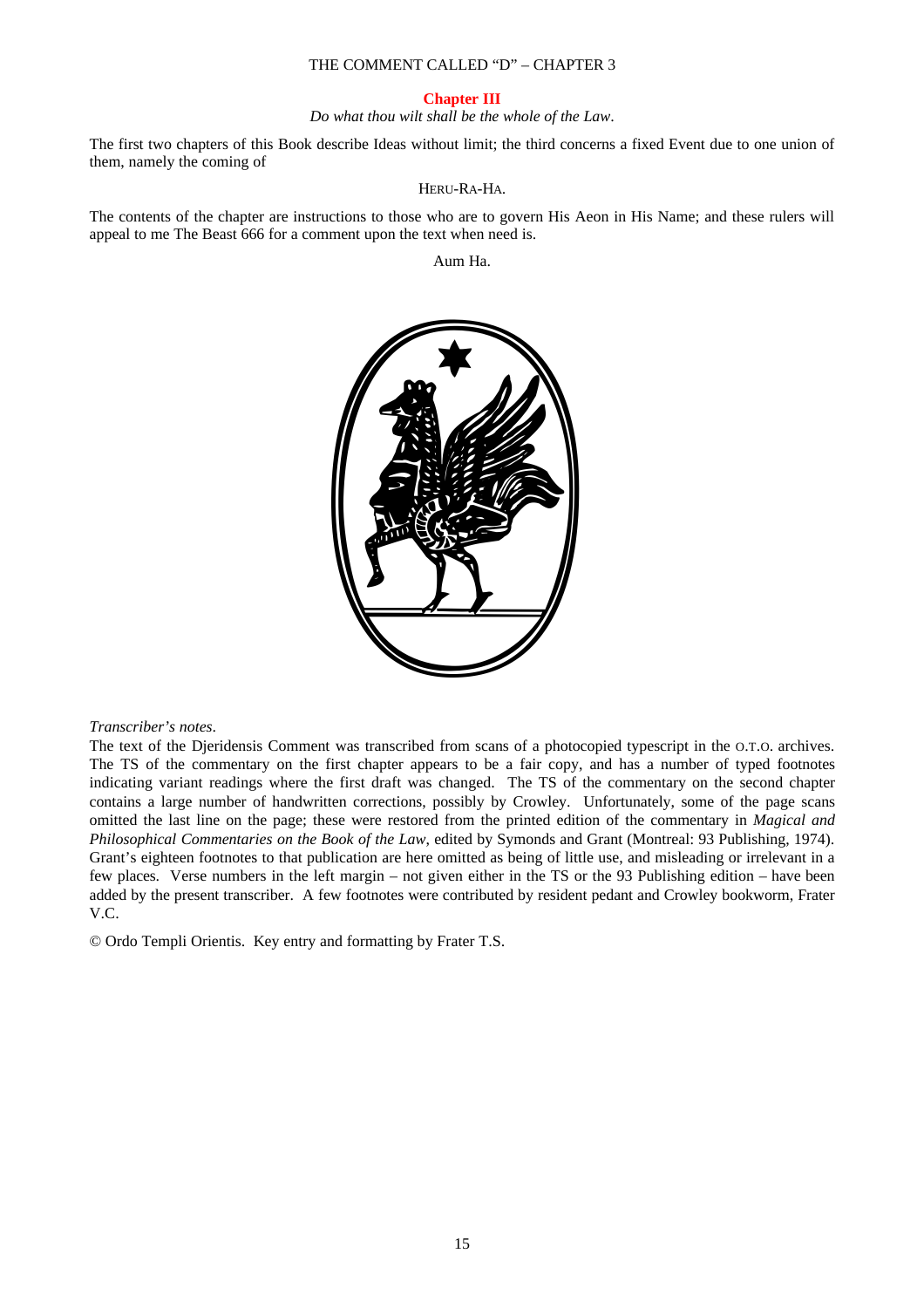## Chapter III

*Do what thou wilt shall be the whole of the Law.*

The first two chapters of this Book describe Ideas without limit; the third concerns a fixed Event due to one union of them, namely the coming of

HERU-RA-HA.

The contents of the chapter are instructions to those who are to govern His Aeon in His Name; and these rulers will appeal to me The Beast 666 for a comment upon the text when need is.

Aum Ha.

*Transcriber's notes.*

The text of the Djeridensis Comment was transcribed from scans of a photocopied typescript in the O.T.O. archives. The TS of the commentary on the first chapter appears to be a fair copy, and has a number of typed footnotes indicating variant readings where the first draft was changed. The TS of the commentary on the second chapter contains a large number of handwritten corrections, possibly by Crowley. Unfortunately, some of the page scans omitted the last line on the page; these were restored from the printed edition of the commentary in *Magical and Philosophical Commentaries on the Book of the Law*, edited by Symonds and Grant (Montreal: 93 Publishing, 1974). Grant's eighteen footnotes to that publication are here omitted as being of little use, and misleading or irrelevant in a few places. Verse numbers in the left margin – not given either in the TS or the 93 Publishing edition – have been added by the present transcriber. A few footnotes were contributed by resident pedant and Crowley bookworm, Frater V.C.

© Ordo Templi Orientis. Key entry and formatting by Frater T.S.